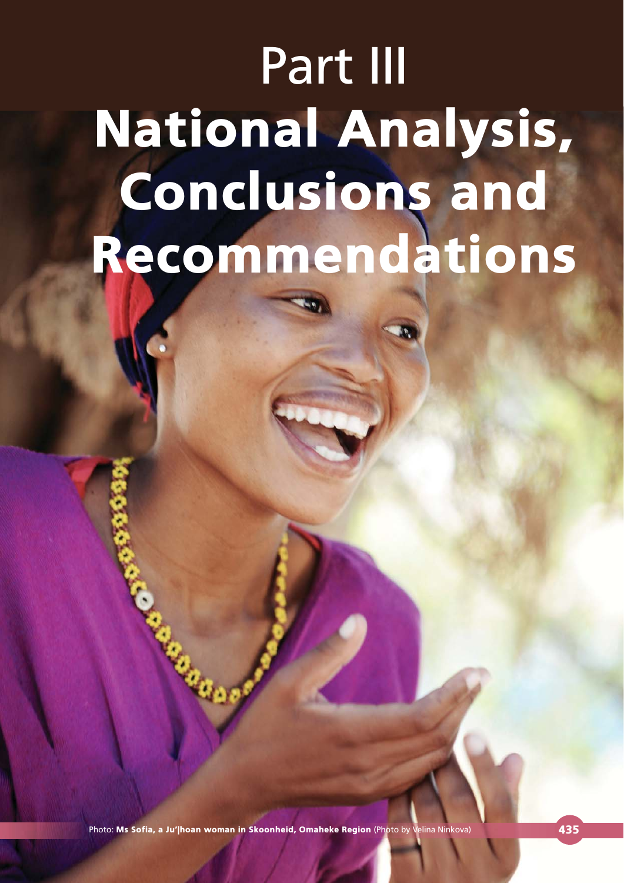# Part III

# National Analysis, Conclusions and Recommendations

Photo: **Ms Sofia, a Ju'|hoan woman in Skoonheid, Omaheke Region** (Photo by Velina Ninkova)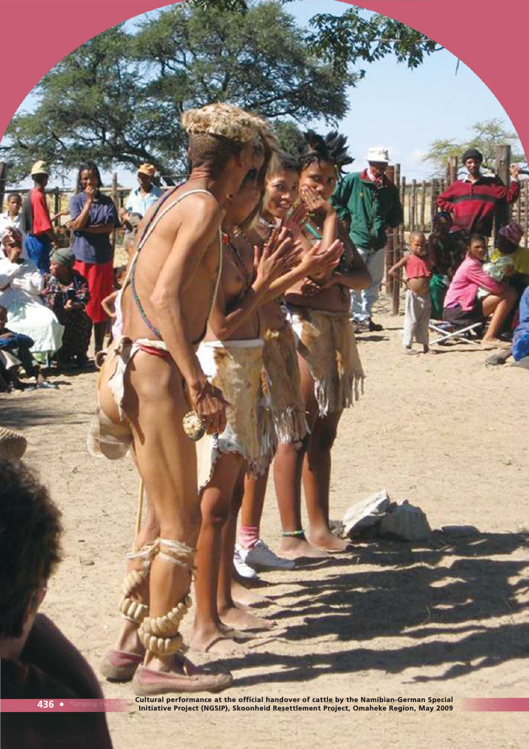Cultural performance at the official handover of cattle by the Namibian-German Special Initiative Project (NGSIP), Skoonheid Resettlement Project, Omaheke Region, May 2009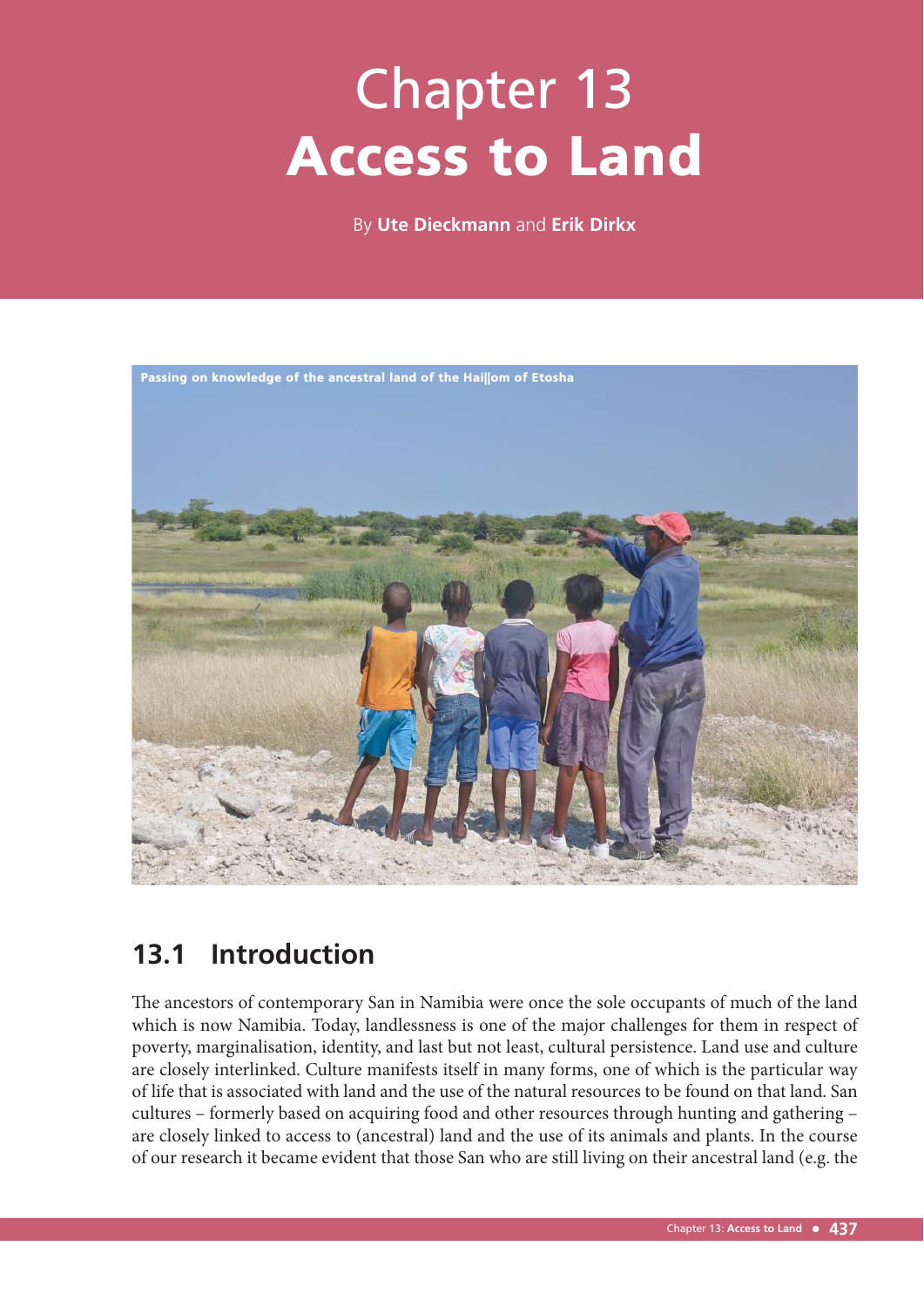# Chapter 13
# Access to Land

By **Ute Dieckmann** and **Erik Dirkx**

Passing on knowledge of the ancestral land of the Hai||om of Etosha

## 13.1 Introduction

The ancestors of contemporary San in Namibia were once the sole occupants of much of the land which is now Namibia. Today, landlessness is one of the major challenges for them in respect of poverty, marginalisation, identity, and last but not least, cultural persistence. Land use and culture are closely interlinked. Culture manifests itself in many forms, one of which is the particular way of life that is associated with land and the use of the natural resources to be found on that land. San cultures – formerly based on acquiring food and other resources through hunting and gathering – are closely linked to access to (ancestral) land and the use of its animals and plants. In the course of our research it became evident that those San who are still living on their ancestral land (e.g. the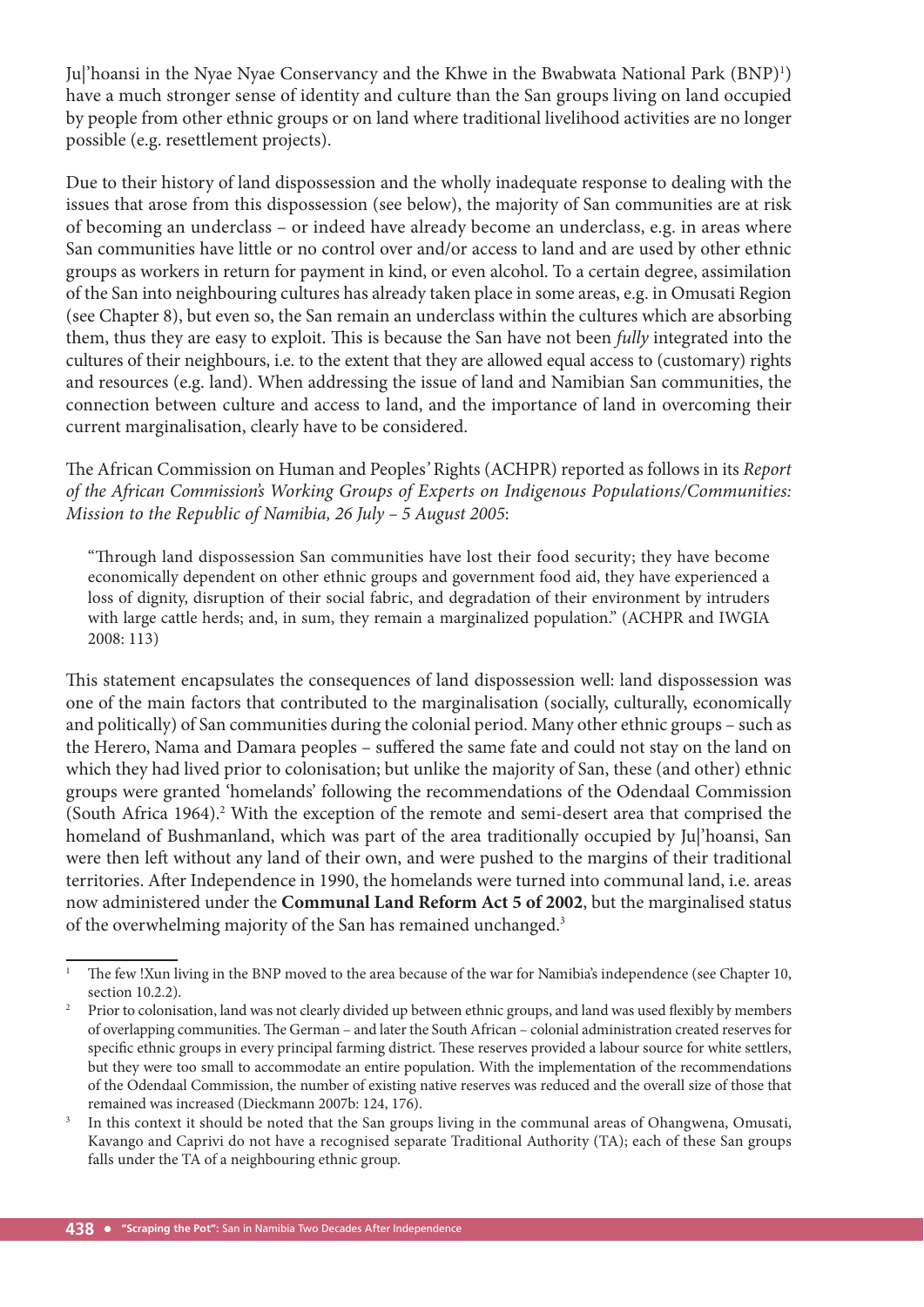Ju|'hoansi in the Nyae Nyae Conservancy and the Khwe in the Bwabwata National Park (BNP)[1]) have a much stronger sense of identity and culture than the San groups living on land occupied by people from other ethnic groups or on land where traditional livelihood activities are no longer possible (e.g. resettlement projects).

Due to their history of land dispossession and the wholly inadequate response to dealing with the issues that arose from this dispossession (see below), the majority of San communities are at risk of becoming an underclass – or indeed have already become an underclass, e.g. in areas where San communities have little or no control over and/or access to land and are used by other ethnic groups as workers in return for payment in kind, or even alcohol. To a certain degree, assimilation of the San into neighbouring cultures has already taken place in some areas, e.g. in Omusati Region (see Chapter 8), but even so, the San remain an underclass within the cultures which are absorbing them, thus they are easy to exploit. This is because the San have not been *fully* integrated into the cultures of their neighbours, i.e. to the extent that they are allowed equal access to (customary) rights and resources (e.g. land). When addressing the issue of land and Namibian San communities, the connection between culture and access to land, and the importance of land in overcoming their current marginalisation, clearly have to be considered.

The African Commission on Human and Peoples' Rights (ACHPR) reported as follows in its *Report of the African Commission's Working Groups of Experts on Indigenous Populations/Communities: Mission to the Republic of Namibia, 26 July – 5 August 2005*:

> "Through land dispossession San communities have lost their food security; they have become economically dependent on other ethnic groups and government food aid, they have experienced a loss of dignity, disruption of their social fabric, and degradation of their environment by intruders with large cattle herds; and, in sum, they remain a marginalized population." (ACHPR and IWGIA 2008: 113)

This statement encapsulates the consequences of land dispossession well: land dispossession was one of the main factors that contributed to the marginalisation (socially, culturally, economically and politically) of San communities during the colonial period. Many other ethnic groups – such as the Herero, Nama and Damara peoples – suffered the same fate and could not stay on the land on which they had lived prior to colonisation; but unlike the majority of San, these (and other) ethnic groups were granted 'homelands' following the recommendations of the Odendaal Commission (South Africa 1964).[2] With the exception of the remote and semi-desert area that comprised the homeland of Bushmanland, which was part of the area traditionally occupied by Ju|'hoansi, San were then left without any land of their own, and were pushed to the margins of their traditional territories. After Independence in 1990, the homelands were turned into communal land, i.e. areas now administered under the **Communal Land Reform Act 5 of 2002**, but the marginalised status of the overwhelming majority of the San has remained unchanged.[3]

---

[1] The few !Xun living in the BNP moved to the area because of the war for Namibia's independence (see Chapter 10, section 10.2.2).

[2] Prior to colonisation, land was not clearly divided up between ethnic groups, and land was used flexibly by members of overlapping communities. The German – and later the South African – colonial administration created reserves for specific ethnic groups in every principal farming district. These reserves provided a labour source for white settlers, but they were too small to accommodate an entire population. With the implementation of the recommendations of the Odendaal Commission, the number of existing native reserves was reduced and the overall size of those that remained was increased (Dieckmann 2007b: 124, 176).

[3] In this context it should be noted that the San groups living in the communal areas of Ohangwena, Omusati, Kavango and Caprivi do not have a recognised separate Traditional Authority (TA); each of these San groups falls under the TA of a neighbouring ethnic group.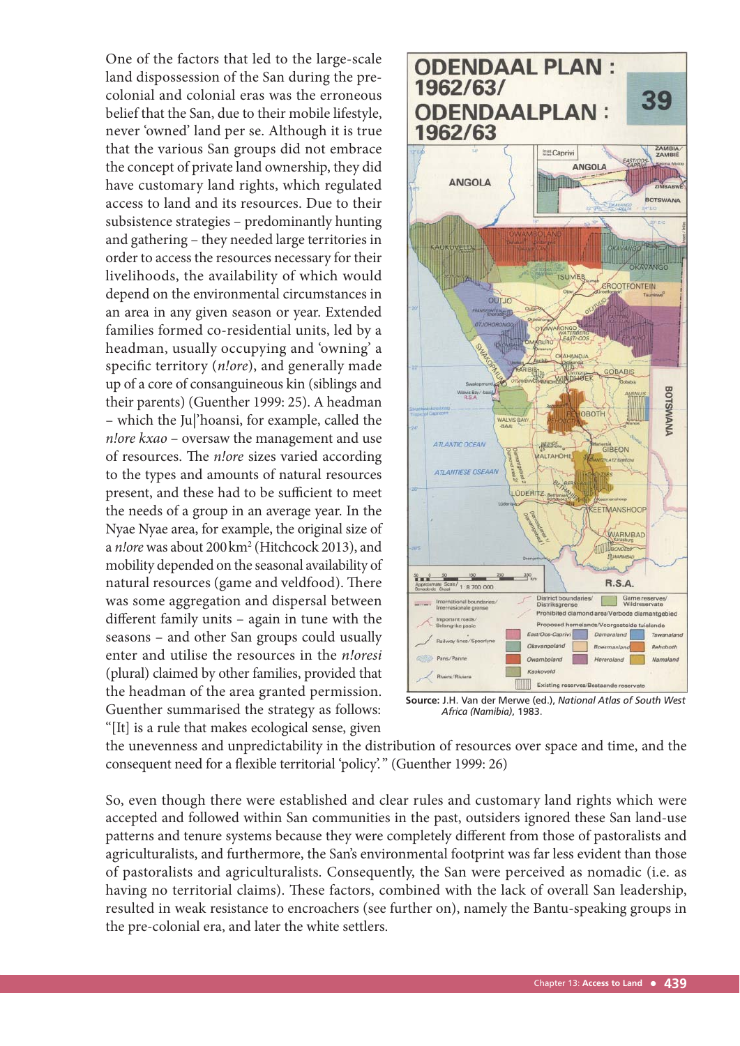One of the factors that led to the large-scale land dispossession of the San during the pre-colonial and colonial eras was the erroneous belief that the San, due to their mobile lifestyle, never 'owned' land per se. Although it is true that the various San groups did not embrace the concept of private land ownership, they did have customary land rights, which regulated access to land and its resources. Due to their subsistence strategies – predominantly hunting and gathering – they needed large territories in order to access the resources necessary for their livelihoods, the availability of which would depend on the environmental circumstances in an area in any given season or year. Extended families formed co-residential units, led by a headman, usually occupying and 'owning' a specific territory (*n!ore*), and generally made up of a core of consanguineous kin (siblings and their parents) (Guenther 1999: 25). A headman – which the Ju|'hoansi, for example, called the *n!ore kxao* – oversaw the management and use of resources. The *n!ore* sizes varied according to the types and amounts of natural resources present, and these had to be sufficient to meet the needs of a group in an average year. In the Nyae Nyae area, for example, the original size of a *n!ore* was about 200 km² (Hitchcock 2013), and mobility depended on the seasonal availability of natural resources (game and veldfood). There was some aggregation and dispersal between different family units – again in tune with the seasons – and other San groups could usually enter and utilise the resources in the *n!oresi* (plural) claimed by other families, provided that the headman of the area granted permission. Guenther summarised the strategy as follows: "[It] is a rule that makes ecological sense, given the unevenness and unpredictability in the distribution of resources over space and time, and the consequent need for a flexible territorial 'policy'." (Guenther 1999: 26)

**ODENDAAL PLAN : 1962/63/ ODENDAALPLAN : 1962/63** — 39

**Source:** J.H. Van der Merwe (ed.), *National Atlas of South West Africa (Namibia)*, 1983.

So, even though there were established and clear rules and customary land rights which were accepted and followed within San communities in the past, outsiders ignored these San land-use patterns and tenure systems because they were completely different from those of pastoralists and agriculturalists, and furthermore, the San's environmental footprint was far less evident than those of pastoralists and agriculturalists. Consequently, the San were perceived as nomadic (i.e. as having no territorial claims). These factors, combined with the lack of overall San leadership, resulted in weak resistance to encroachers (see further on), namely the Bantu-speaking groups in the pre-colonial era, and later the white settlers.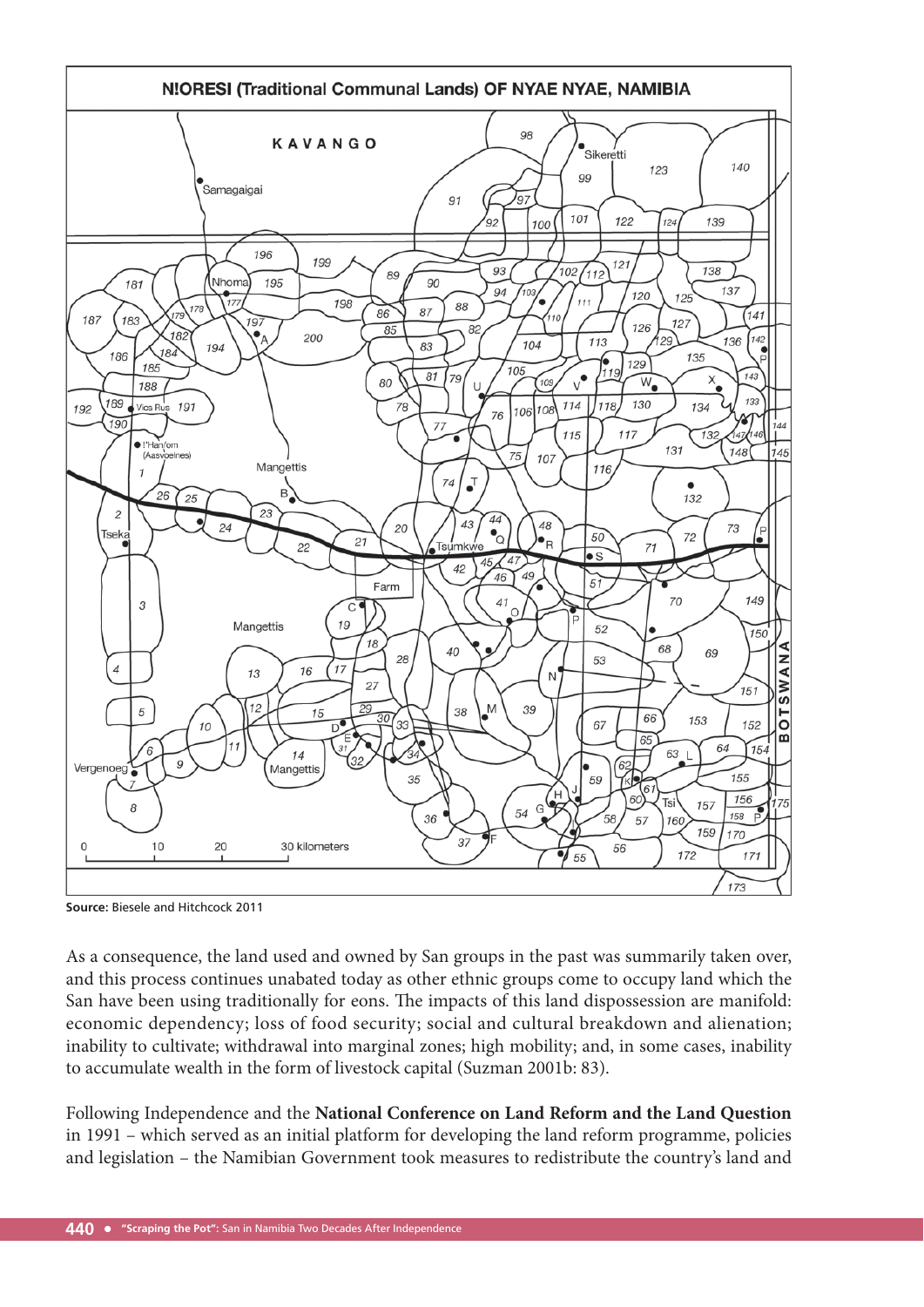N!ORESI (Traditional Communal Lands) OF NYAE NYAE, NAMIBIA

**Source:** Biesele and Hitchcock 2011

As a consequence, the land used and owned by San groups in the past was summarily taken over, and this process continues unabated today as other ethnic groups come to occupy land which the San have been using traditionally for eons. The impacts of this land dispossession are manifold: economic dependency; loss of food security; social and cultural breakdown and alienation; inability to cultivate; withdrawal into marginal zones; high mobility; and, in some cases, inability to accumulate wealth in the form of livestock capital (Suzman 2001b: 83).

Following Independence and the **National Conference on Land Reform and the Land Question** in 1991 – which served as an initial platform for developing the land reform programme, policies and legislation – the Namibian Government took measures to redistribute the country's land and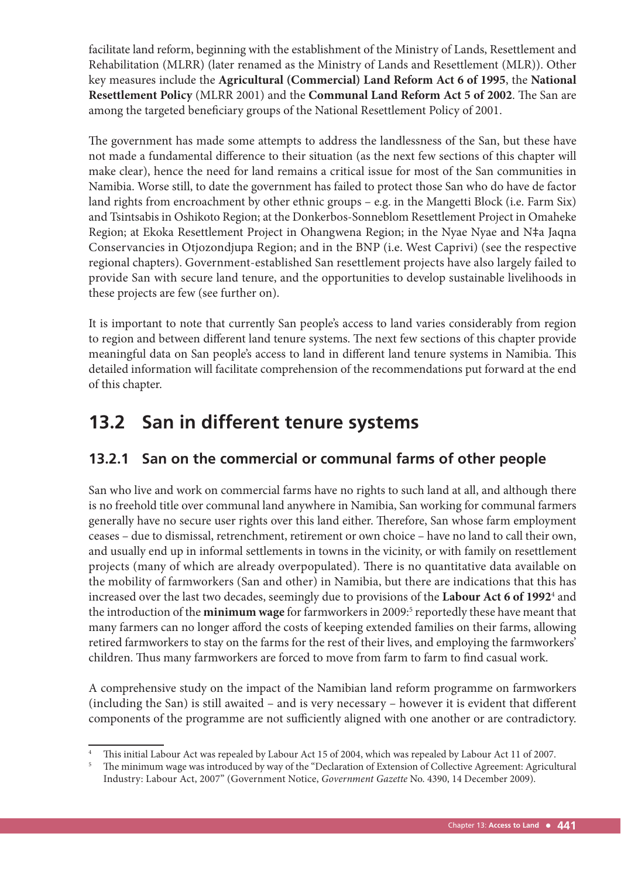facilitate land reform, beginning with the establishment of the Ministry of Lands, Resettlement and Rehabilitation (MLRR) (later renamed as the Ministry of Lands and Resettlement (MLR)). Other key measures include the **Agricultural (Commercial) Land Reform Act 6 of 1995**, the **National Resettlement Policy** (MLRR 2001) and the **Communal Land Reform Act 5 of 2002**. The San are among the targeted beneficiary groups of the National Resettlement Policy of 2001.

The government has made some attempts to address the landlessness of the San, but these have not made a fundamental difference to their situation (as the next few sections of this chapter will make clear), hence the need for land remains a critical issue for most of the San communities in Namibia. Worse still, to date the government has failed to protect those San who do have de factor land rights from encroachment by other ethnic groups – e.g. in the Mangetti Block (i.e. Farm Six) and Tsintsabis in Oshikoto Region; at the Donkerbos-Sonneblom Resettlement Project in Omaheke Region; at Ekoka Resettlement Project in Ohangwena Region; in the Nyae Nyae and N‡a Jaqna Conservancies in Otjozondjupa Region; and in the BNP (i.e. West Caprivi) (see the respective regional chapters). Government-established San resettlement projects have also largely failed to provide San with secure land tenure, and the opportunities to develop sustainable livelihoods in these projects are few (see further on).

It is important to note that currently San people's access to land varies considerably from region to region and between different land tenure systems. The next few sections of this chapter provide meaningful data on San people's access to land in different land tenure systems in Namibia. This detailed information will facilitate comprehension of the recommendations put forward at the end of this chapter.

## 13.2 San in different tenure systems

### 13.2.1 San on the commercial or communal farms of other people

San who live and work on commercial farms have no rights to such land at all, and although there is no freehold title over communal land anywhere in Namibia, San working for communal farmers generally have no secure user rights over this land either. Therefore, San whose farm employment ceases – due to dismissal, retrenchment, retirement or own choice – have no land to call their own, and usually end up in informal settlements in towns in the vicinity, or with family on resettlement projects (many of which are already overpopulated). There is no quantitative data available on the mobility of farmworkers (San and other) in Namibia, but there are indications that this has increased over the last two decades, seemingly due to provisions of the **Labour Act 6 of 1992**[4] and the introduction of the **minimum wage** for farmworkers in 2009:[5] reportedly these have meant that many farmers can no longer afford the costs of keeping extended families on their farms, allowing retired farmworkers to stay on the farms for the rest of their lives, and employing the farmworkers' children. Thus many farmworkers are forced to move from farm to farm to find casual work.

A comprehensive study on the impact of the Namibian land reform programme on farmworkers (including the San) is still awaited – and is very necessary – however it is evident that different components of the programme are not sufficiently aligned with one another or are contradictory.

---

[4] This initial Labour Act was repealed by Labour Act 15 of 2004, which was repealed by Labour Act 11 of 2007.

[5] The minimum wage was introduced by way of the "Declaration of Extension of Collective Agreement: Agricultural Industry: Labour Act, 2007" (Government Notice, *Government Gazette* No. 4390, 14 December 2009).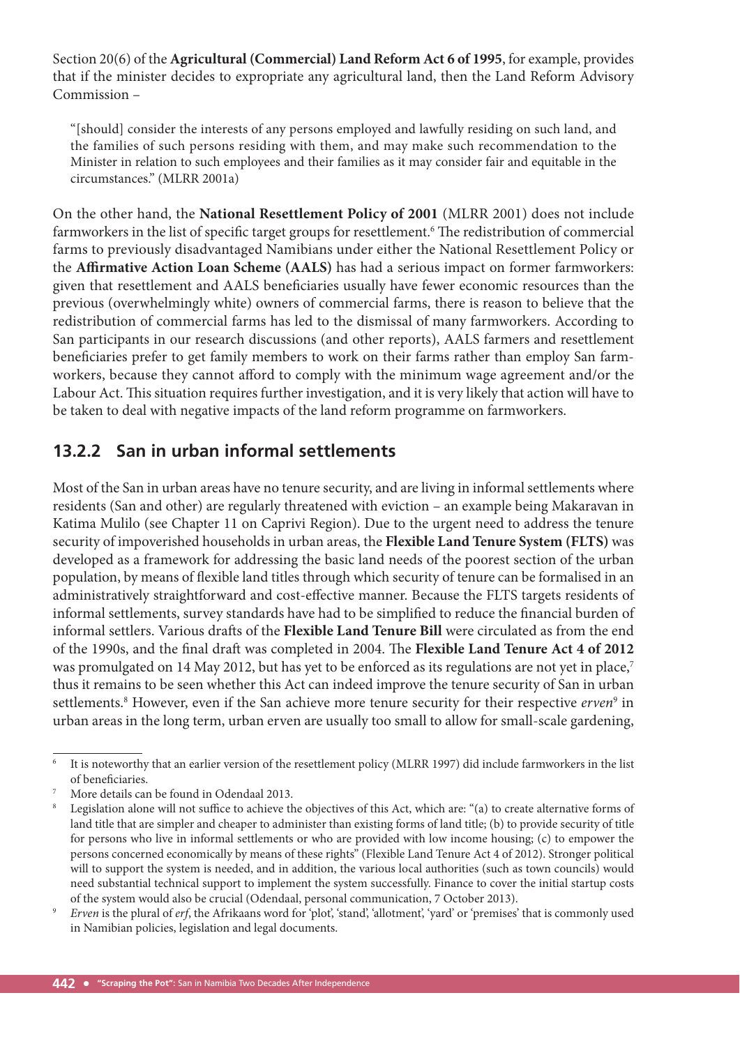Section 20(6) of the **Agricultural (Commercial) Land Reform Act 6 of 1995**, for example, provides that if the minister decides to expropriate any agricultural land, then the Land Reform Advisory Commission –

> "[should] consider the interests of any persons employed and lawfully residing on such land, and the families of such persons residing with them, and may make such recommendation to the Minister in relation to such employees and their families as it may consider fair and equitable in the circumstances." (MLRR 2001a)

On the other hand, the **National Resettlement Policy of 2001** (MLRR 2001) does not include farmworkers in the list of specific target groups for resettlement.[6] The redistribution of commercial farms to previously disadvantaged Namibians under either the National Resettlement Policy or the **Affirmative Action Loan Scheme (AALS)** has had a serious impact on former farmworkers: given that resettlement and AALS beneficiaries usually have fewer economic resources than the previous (overwhelmingly white) owners of commercial farms, there is reason to believe that the redistribution of commercial farms has led to the dismissal of many farmworkers. According to San participants in our research discussions (and other reports), AALS farmers and resettlement beneficiaries prefer to get family members to work on their farms rather than employ San farmworkers, because they cannot afford to comply with the minimum wage agreement and/or the Labour Act. This situation requires further investigation, and it is very likely that action will have to be taken to deal with negative impacts of the land reform programme on farmworkers.

## 13.2.2 San in urban informal settlements

Most of the San in urban areas have no tenure security, and are living in informal settlements where residents (San and other) are regularly threatened with eviction – an example being Makaravan in Katima Mulilo (see Chapter 11 on Caprivi Region). Due to the urgent need to address the tenure security of impoverished households in urban areas, the **Flexible Land Tenure System (FLTS)** was developed as a framework for addressing the basic land needs of the poorest section of the urban population, by means of flexible land titles through which security of tenure can be formalised in an administratively straightforward and cost-effective manner. Because the FLTS targets residents of informal settlements, survey standards have had to be simplified to reduce the financial burden of informal settlers. Various drafts of the **Flexible Land Tenure Bill** were circulated as from the end of the 1990s, and the final draft was completed in 2004. The **Flexible Land Tenure Act 4 of 2012** was promulgated on 14 May 2012, but has yet to be enforced as its regulations are not yet in place,[7] thus it remains to be seen whether this Act can indeed improve the tenure security of San in urban settlements.[8] However, even if the San achieve more tenure security for their respective *erven*[9] in urban areas in the long term, urban erven are usually too small to allow for small-scale gardening,

---

[6] It is noteworthy that an earlier version of the resettlement policy (MLRR 1997) did include farmworkers in the list of beneficiaries.

[7] More details can be found in Odendaal 2013.

[8] Legislation alone will not suffice to achieve the objectives of this Act, which are: "(a) to create alternative forms of land title that are simpler and cheaper to administer than existing forms of land title; (b) to provide security of title for persons who live in informal settlements or who are provided with low income housing; (c) to empower the persons concerned economically by means of these rights" (Flexible Land Tenure Act 4 of 2012). Stronger political will to support the system is needed, and in addition, the various local authorities (such as town councils) would need substantial technical support to implement the system successfully. Finance to cover the initial startup costs of the system would also be crucial (Odendaal, personal communication, 7 October 2013).

[9] *Erven* is the plural of *erf*, the Afrikaans word for 'plot', 'stand', 'allotment', 'yard' or 'premises' that is commonly used in Namibian policies, legislation and legal documents.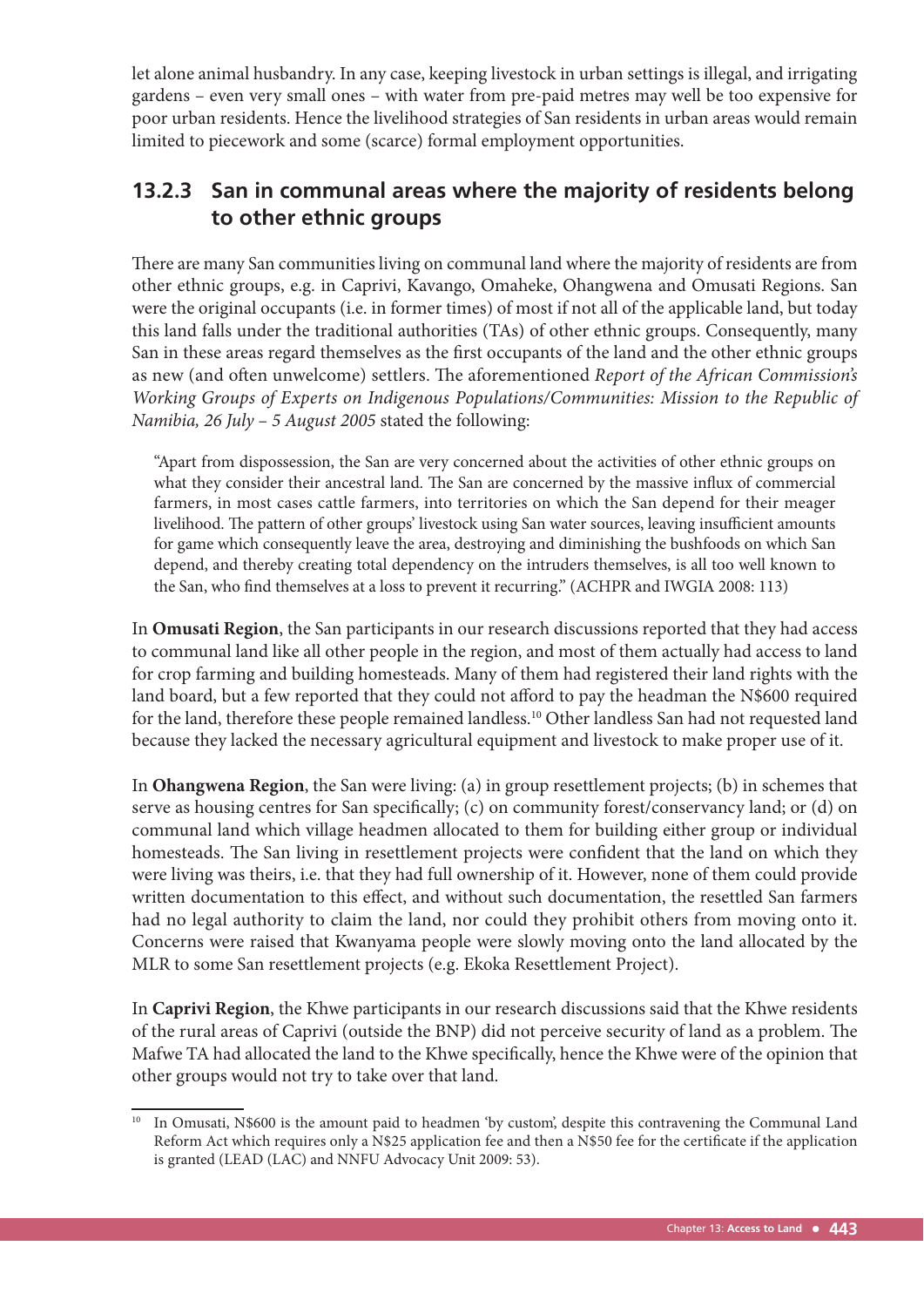let alone animal husbandry. In any case, keeping livestock in urban settings is illegal, and irrigating gardens – even very small ones – with water from pre-paid metres may well be too expensive for poor urban residents. Hence the livelihood strategies of San residents in urban areas would remain limited to piecework and some (scarce) formal employment opportunities.

### 13.2.3 San in communal areas where the majority of residents belong to other ethnic groups

There are many San communities living on communal land where the majority of residents are from other ethnic groups, e.g. in Caprivi, Kavango, Omaheke, Ohangwena and Omusati Regions. San were the original occupants (i.e. in former times) of most if not all of the applicable land, but today this land falls under the traditional authorities (TAs) of other ethnic groups. Consequently, many San in these areas regard themselves as the first occupants of the land and the other ethnic groups as new (and often unwelcome) settlers. The aforementioned *Report of the African Commission's Working Groups of Experts on Indigenous Populations/Communities: Mission to the Republic of Namibia, 26 July – 5 August 2005* stated the following:

> "Apart from dispossession, the San are very concerned about the activities of other ethnic groups on what they consider their ancestral land. The San are concerned by the massive influx of commercial farmers, in most cases cattle farmers, into territories on which the San depend for their meager livelihood. The pattern of other groups' livestock using San water sources, leaving insufficient amounts for game which consequently leave the area, destroying and diminishing the bushfoods on which San depend, and thereby creating total dependency on the intruders themselves, is all too well known to the San, who find themselves at a loss to prevent it recurring." (ACHPR and IWGIA 2008: 113)

In **Omusati Region**, the San participants in our research discussions reported that they had access to communal land like all other people in the region, and most of them actually had access to land for crop farming and building homesteads. Many of them had registered their land rights with the land board, but a few reported that they could not afford to pay the headman the N$600 required for the land, therefore these people remained landless.[10] Other landless San had not requested land because they lacked the necessary agricultural equipment and livestock to make proper use of it.

In **Ohangwena Region**, the San were living: (a) in group resettlement projects; (b) in schemes that serve as housing centres for San specifically; (c) on community forest/conservancy land; or (d) on communal land which village headmen allocated to them for building either group or individual homesteads. The San living in resettlement projects were confident that the land on which they were living was theirs, i.e. that they had full ownership of it. However, none of them could provide written documentation to this effect, and without such documentation, the resettled San farmers had no legal authority to claim the land, nor could they prohibit others from moving onto it. Concerns were raised that Kwanyama people were slowly moving onto the land allocated by the MLR to some San resettlement projects (e.g. Ekoka Resettlement Project).

In **Caprivi Region**, the Khwe participants in our research discussions said that the Khwe residents of the rural areas of Caprivi (outside the BNP) did not perceive security of land as a problem. The Mafwe TA had allocated the land to the Khwe specifically, hence the Khwe were of the opinion that other groups would not try to take over that land.

[10] In Omusati, N$600 is the amount paid to headmen 'by custom', despite this contravening the Communal Land Reform Act which requires only a N$25 application fee and then a N$50 fee for the certificate if the application is granted (LEAD (LAC) and NNFU Advocacy Unit 2009: 53).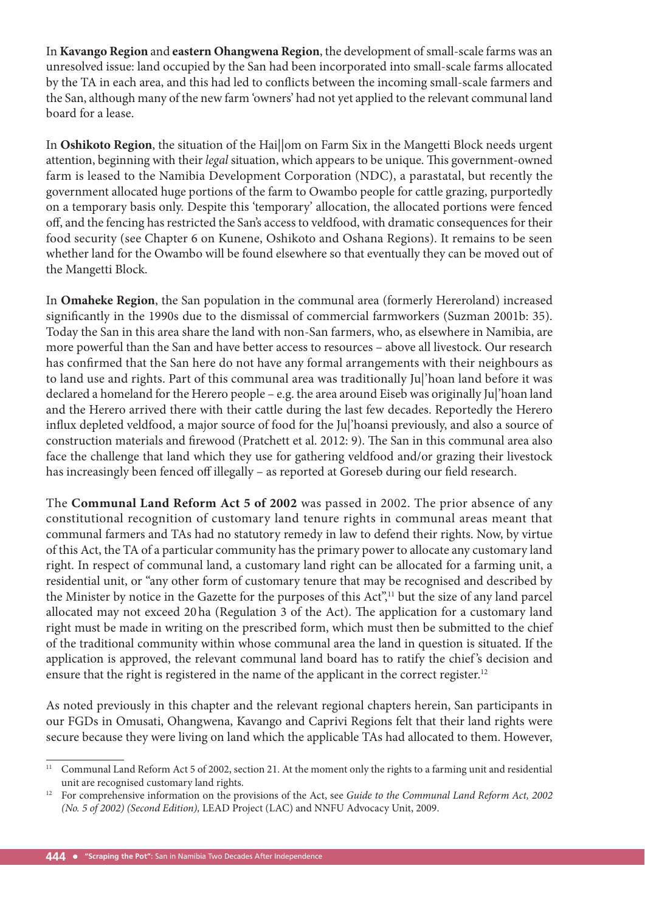In **Kavango Region** and **eastern Ohangwena Region**, the development of small-scale farms was an unresolved issue: land occupied by the San had been incorporated into small-scale farms allocated by the TA in each area, and this had led to conflicts between the incoming small-scale farmers and the San, although many of the new farm 'owners' had not yet applied to the relevant communal land board for a lease.

In **Oshikoto Region**, the situation of the Hai||om on Farm Six in the Mangetti Block needs urgent attention, beginning with their *legal* situation, which appears to be unique. This government-owned farm is leased to the Namibia Development Corporation (NDC), a parastatal, but recently the government allocated huge portions of the farm to Owambo people for cattle grazing, purportedly on a temporary basis only. Despite this 'temporary' allocation, the allocated portions were fenced off, and the fencing has restricted the San's access to veldfood, with dramatic consequences for their food security (see Chapter 6 on Kunene, Oshikoto and Oshana Regions). It remains to be seen whether land for the Owambo will be found elsewhere so that eventually they can be moved out of the Mangetti Block.

In **Omaheke Region**, the San population in the communal area (formerly Hereroland) increased significantly in the 1990s due to the dismissal of commercial farmworkers (Suzman 2001b: 35). Today the San in this area share the land with non-San farmers, who, as elsewhere in Namibia, are more powerful than the San and have better access to resources – above all livestock. Our research has confirmed that the San here do not have any formal arrangements with their neighbours as to land use and rights. Part of this communal area was traditionally Ju|'hoan land before it was declared a homeland for the Herero people – e.g. the area around Eiseb was originally Ju|'hoan land and the Herero arrived there with their cattle during the last few decades. Reportedly the Herero influx depleted veldfood, a major source of food for the Ju|'hoansi previously, and also a source of construction materials and firewood (Pratchett et al. 2012: 9). The San in this communal area also face the challenge that land which they use for gathering veldfood and/or grazing their livestock has increasingly been fenced off illegally – as reported at Goreseb during our field research.

The **Communal Land Reform Act 5 of 2002** was passed in 2002. The prior absence of any constitutional recognition of customary land tenure rights in communal areas meant that communal farmers and TAs had no statutory remedy in law to defend their rights. Now, by virtue of this Act, the TA of a particular community has the primary power to allocate any customary land right. In respect of communal land, a customary land right can be allocated for a farming unit, a residential unit, or "any other form of customary tenure that may be recognised and described by the Minister by notice in the Gazette for the purposes of this Act",[11] but the size of any land parcel allocated may not exceed 20 ha (Regulation 3 of the Act). The application for a customary land right must be made in writing on the prescribed form, which must then be submitted to the chief of the traditional community within whose communal area the land in question is situated. If the application is approved, the relevant communal land board has to ratify the chief's decision and ensure that the right is registered in the name of the applicant in the correct register.[12]

As noted previously in this chapter and the relevant regional chapters herein, San participants in our FGDs in Omusati, Ohangwena, Kavango and Caprivi Regions felt that their land rights were secure because they were living on land which the applicable TAs had allocated to them. However,

---

[11] Communal Land Reform Act 5 of 2002, section 21. At the moment only the rights to a farming unit and residential unit are recognised customary land rights.

[12] For comprehensive information on the provisions of the Act, see *Guide to the Communal Land Reform Act, 2002 (No. 5 of 2002) (Second Edition),* LEAD Project (LAC) and NNFU Advocacy Unit, 2009.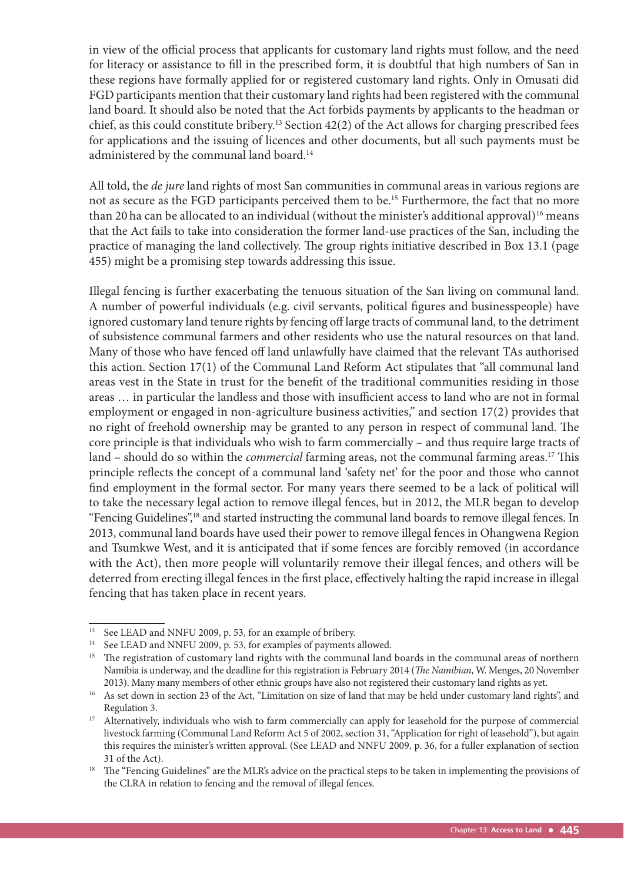in view of the official process that applicants for customary land rights must follow, and the need for literacy or assistance to fill in the prescribed form, it is doubtful that high numbers of San in these regions have formally applied for or registered customary land rights. Only in Omusati did FGD participants mention that their customary land rights had been registered with the communal land board. It should also be noted that the Act forbids payments by applicants to the headman or chief, as this could constitute bribery.[13] Section 42(2) of the Act allows for charging prescribed fees for applications and the issuing of licences and other documents, but all such payments must be administered by the communal land board.[14]

All told, the *de jure* land rights of most San communities in communal areas in various regions are not as secure as the FGD participants perceived them to be.[15] Furthermore, the fact that no more than 20 ha can be allocated to an individual (without the minister's additional approval)[16] means that the Act fails to take into consideration the former land-use practices of the San, including the practice of managing the land collectively. The group rights initiative described in Box 13.1 (page 455) might be a promising step towards addressing this issue.

Illegal fencing is further exacerbating the tenuous situation of the San living on communal land. A number of powerful individuals (e.g. civil servants, political figures and businesspeople) have ignored customary land tenure rights by fencing off large tracts of communal land, to the detriment of subsistence communal farmers and other residents who use the natural resources on that land. Many of those who have fenced off land unlawfully have claimed that the relevant TAs authorised this action. Section 17(1) of the Communal Land Reform Act stipulates that "all communal land areas vest in the State in trust for the benefit of the traditional communities residing in those areas … in particular the landless and those with insufficient access to land who are not in formal employment or engaged in non-agriculture business activities," and section 17(2) provides that no right of freehold ownership may be granted to any person in respect of communal land. The core principle is that individuals who wish to farm commercially – and thus require large tracts of land – should do so within the *commercial* farming areas, not the communal farming areas.[17] This principle reflects the concept of a communal land 'safety net' for the poor and those who cannot find employment in the formal sector. For many years there seemed to be a lack of political will to take the necessary legal action to remove illegal fences, but in 2012, the MLR began to develop "Fencing Guidelines",[18] and started instructing the communal land boards to remove illegal fences. In 2013, communal land boards have used their power to remove illegal fences in Ohangwena Region and Tsumkwe West, and it is anticipated that if some fences are forcibly removed (in accordance with the Act), then more people will voluntarily remove their illegal fences, and others will be deterred from erecting illegal fences in the first place, effectively halting the rapid increase in illegal fencing that has taken place in recent years.

---

[13] See LEAD and NNFU 2009, p. 53, for an example of bribery.

[14] See LEAD and NNFU 2009, p. 53, for examples of payments allowed.

[15] The registration of customary land rights with the communal land boards in the communal areas of northern Namibia is underway, and the deadline for this registration is February 2014 (*The Namibian*, W. Menges, 20 November 2013). Many many members of other ethnic groups have also not registered their customary land rights as yet.

[16] As set down in section 23 of the Act, "Limitation on size of land that may be held under customary land rights", and Regulation 3.

[17] Alternatively, individuals who wish to farm commercially can apply for leasehold for the purpose of commercial livestock farming (Communal Land Reform Act 5 of 2002, section 31, "Application for right of leasehold"), but again this requires the minister's written approval. (See LEAD and NNFU 2009, p. 36, for a fuller explanation of section 31 of the Act).

[18] The "Fencing Guidelines" are the MLR's advice on the practical steps to be taken in implementing the provisions of the CLRA in relation to fencing and the removal of illegal fences.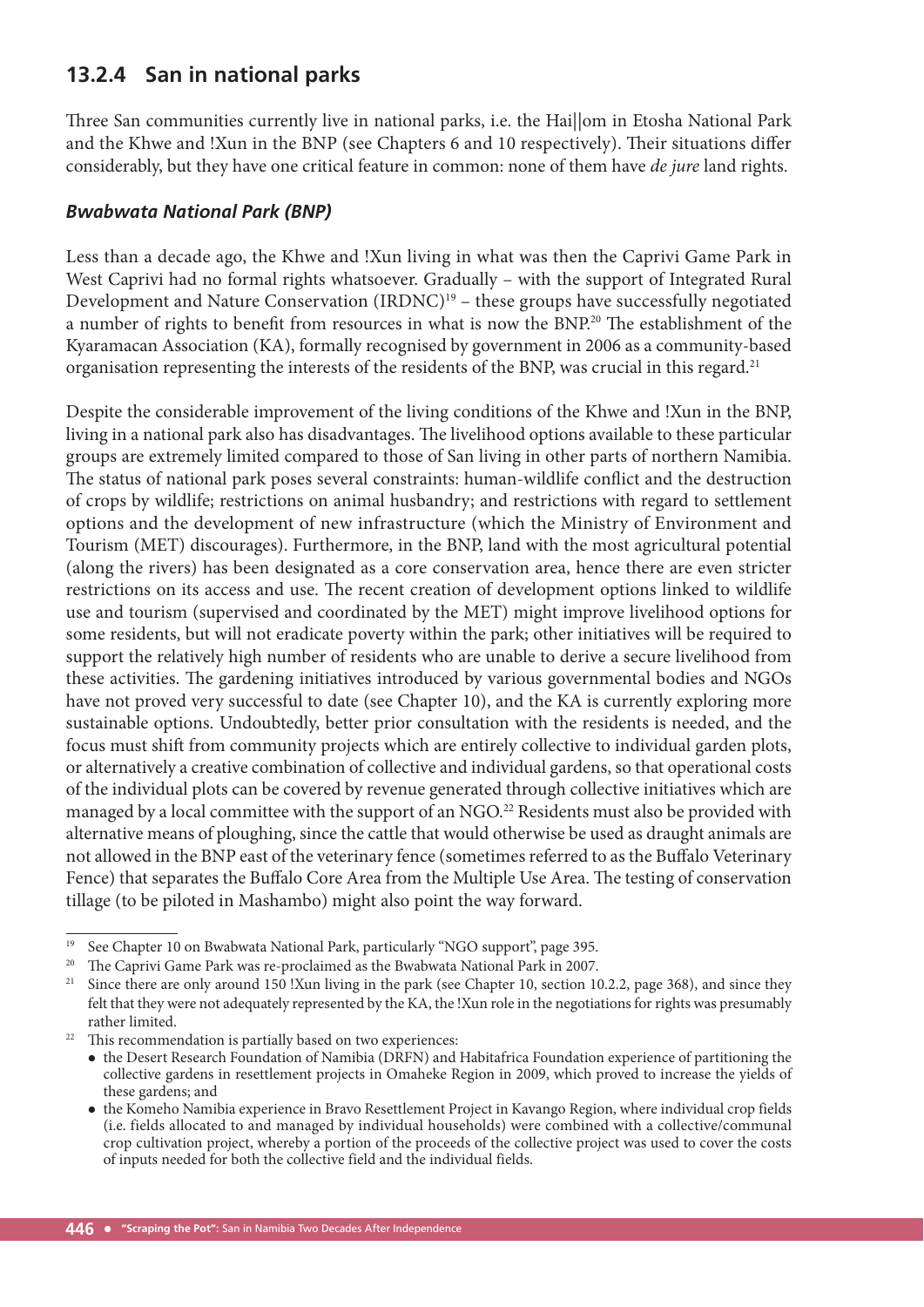### 13.2.4 San in national parks

Three San communities currently live in national parks, i.e. the Hai||om in Etosha National Park and the Khwe and !Xun in the BNP (see Chapters 6 and 10 respectively). Their situations differ considerably, but they have one critical feature in common: none of them have *de jure* land rights.

#### *Bwabwata National Park (BNP)*

Less than a decade ago, the Khwe and !Xun living in what was then the Caprivi Game Park in West Caprivi had no formal rights whatsoever. Gradually – with the support of Integrated Rural Development and Nature Conservation (IRDNC)[19] – these groups have successfully negotiated a number of rights to benefit from resources in what is now the BNP.[20] The establishment of the Kyaramacan Association (KA), formally recognised by government in 2006 as a community-based organisation representing the interests of the residents of the BNP, was crucial in this regard.[21]

Despite the considerable improvement of the living conditions of the Khwe and !Xun in the BNP, living in a national park also has disadvantages. The livelihood options available to these particular groups are extremely limited compared to those of San living in other parts of northern Namibia. The status of national park poses several constraints: human-wildlife conflict and the destruction of crops by wildlife; restrictions on animal husbandry; and restrictions with regard to settlement options and the development of new infrastructure (which the Ministry of Environment and Tourism (MET) discourages). Furthermore, in the BNP, land with the most agricultural potential (along the rivers) has been designated as a core conservation area, hence there are even stricter restrictions on its access and use. The recent creation of development options linked to wildlife use and tourism (supervised and coordinated by the MET) might improve livelihood options for some residents, but will not eradicate poverty within the park; other initiatives will be required to support the relatively high number of residents who are unable to derive a secure livelihood from these activities. The gardening initiatives introduced by various governmental bodies and NGOs have not proved very successful to date (see Chapter 10), and the KA is currently exploring more sustainable options. Undoubtedly, better prior consultation with the residents is needed, and the focus must shift from community projects which are entirely collective to individual garden plots, or alternatively a creative combination of collective and individual gardens, so that operational costs of the individual plots can be covered by revenue generated through collective initiatives which are managed by a local committee with the support of an NGO.[22] Residents must also be provided with alternative means of ploughing, since the cattle that would otherwise be used as draught animals are not allowed in the BNP east of the veterinary fence (sometimes referred to as the Buffalo Veterinary Fence) that separates the Buffalo Core Area from the Multiple Use Area. The testing of conservation tillage (to be piloted in Mashambo) might also point the way forward.

---

[19] See Chapter 10 on Bwabwata National Park, particularly "NGO support", page 395.

[20] The Caprivi Game Park was re-proclaimed as the Bwabwata National Park in 2007.

[21] Since there are only around 150 !Xun living in the park (see Chapter 10, section 10.2.2, page 368), and since they felt that they were not adequately represented by the KA, the !Xun role in the negotiations for rights was presumably rather limited.

[22] This recommendation is partially based on two experiences:

- the Desert Research Foundation of Namibia (DRFN) and Habitafrica Foundation experience of partitioning the collective gardens in resettlement projects in Omaheke Region in 2009, which proved to increase the yields of these gardens; and
- the Komeho Namibia experience in Bravo Resettlement Project in Kavango Region, where individual crop fields (i.e. fields allocated to and managed by individual households) were combined with a collective/communal crop cultivation project, whereby a portion of the proceeds of the collective project was used to cover the costs of inputs needed for both the collective field and the individual fields.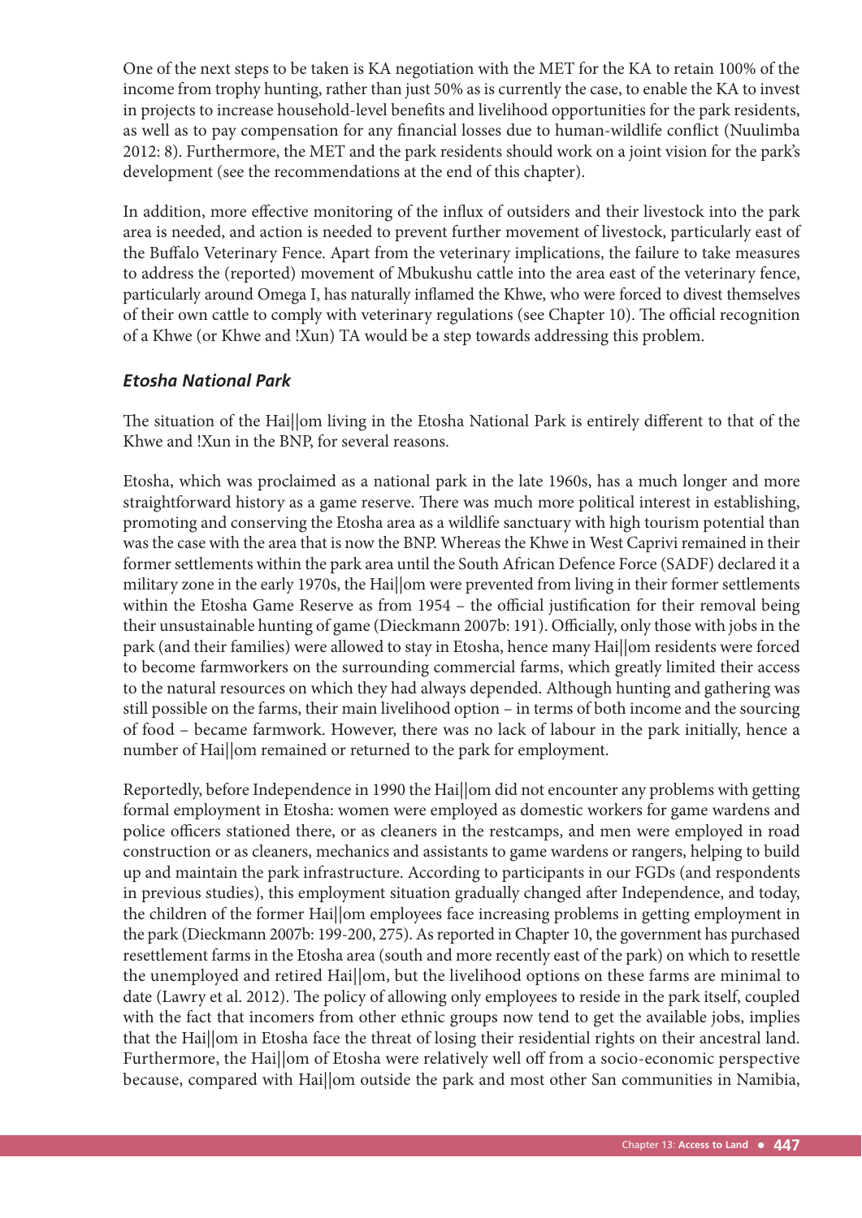One of the next steps to be taken is KA negotiation with the MET for the KA to retain 100% of the income from trophy hunting, rather than just 50% as is currently the case, to enable the KA to invest in projects to increase household-level benefits and livelihood opportunities for the park residents, as well as to pay compensation for any financial losses due to human-wildlife conflict (Nuulimba 2012: 8). Furthermore, the MET and the park residents should work on a joint vision for the park's development (see the recommendations at the end of this chapter).

In addition, more effective monitoring of the influx of outsiders and their livestock into the park area is needed, and action is needed to prevent further movement of livestock, particularly east of the Buffalo Veterinary Fence. Apart from the veterinary implications, the failure to take measures to address the (reported) movement of Mbukushu cattle into the area east of the veterinary fence, particularly around Omega I, has naturally inflamed the Khwe, who were forced to divest themselves of their own cattle to comply with veterinary regulations (see Chapter 10). The official recognition of a Khwe (or Khwe and !Xun) TA would be a step towards addressing this problem.

### *Etosha National Park*

The situation of the Hai||om living in the Etosha National Park is entirely different to that of the Khwe and !Xun in the BNP, for several reasons.

Etosha, which was proclaimed as a national park in the late 1960s, has a much longer and more straightforward history as a game reserve. There was much more political interest in establishing, promoting and conserving the Etosha area as a wildlife sanctuary with high tourism potential than was the case with the area that is now the BNP. Whereas the Khwe in West Caprivi remained in their former settlements within the park area until the South African Defence Force (SADF) declared it a military zone in the early 1970s, the Hai||om were prevented from living in their former settlements within the Etosha Game Reserve as from 1954 – the official justification for their removal being their unsustainable hunting of game (Dieckmann 2007b: 191). Officially, only those with jobs in the park (and their families) were allowed to stay in Etosha, hence many Hai||om residents were forced to become farmworkers on the surrounding commercial farms, which greatly limited their access to the natural resources on which they had always depended. Although hunting and gathering was still possible on the farms, their main livelihood option – in terms of both income and the sourcing of food – became farmwork. However, there was no lack of labour in the park initially, hence a number of Hai||om remained or returned to the park for employment.

Reportedly, before Independence in 1990 the Hai||om did not encounter any problems with getting formal employment in Etosha: women were employed as domestic workers for game wardens and police officers stationed there, or as cleaners in the restcamps, and men were employed in road construction or as cleaners, mechanics and assistants to game wardens or rangers, helping to build up and maintain the park infrastructure. According to participants in our FGDs (and respondents in previous studies), this employment situation gradually changed after Independence, and today, the children of the former Hai||om employees face increasing problems in getting employment in the park (Dieckmann 2007b: 199-200, 275). As reported in Chapter 10, the government has purchased resettlement farms in the Etosha area (south and more recently east of the park) on which to resettle the unemployed and retired Hai||om, but the livelihood options on these farms are minimal to date (Lawry et al. 2012). The policy of allowing only employees to reside in the park itself, coupled with the fact that incomers from other ethnic groups now tend to get the available jobs, implies that the Hai||om in Etosha face the threat of losing their residential rights on their ancestral land. Furthermore, the Hai||om of Etosha were relatively well off from a socio-economic perspective because, compared with Hai||om outside the park and most other San communities in Namibia,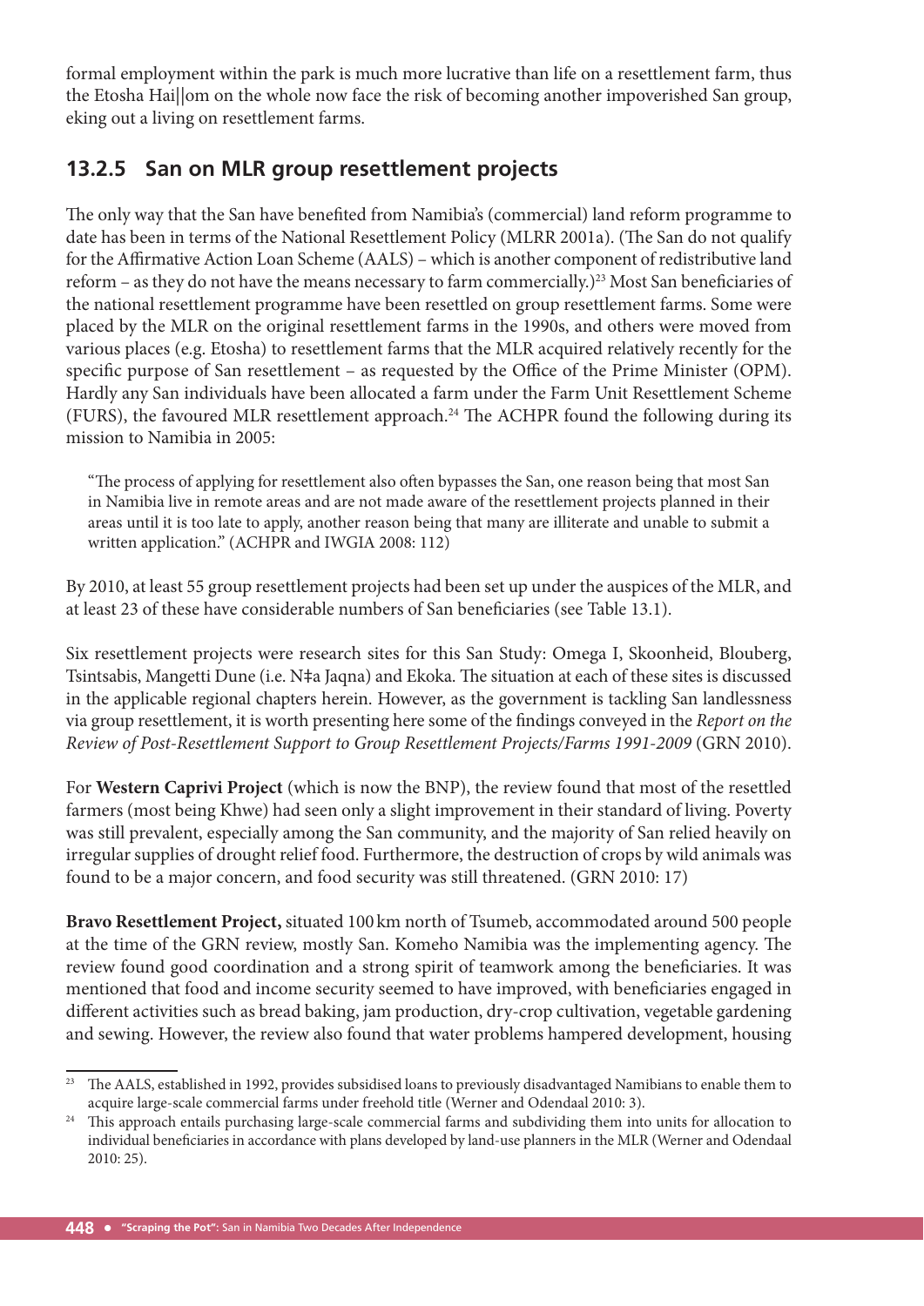formal employment within the park is much more lucrative than life on a resettlement farm, thus the Etosha Hai||om on the whole now face the risk of becoming another impoverished San group, eking out a living on resettlement farms.

## 13.2.5 San on MLR group resettlement projects

The only way that the San have benefited from Namibia's (commercial) land reform programme to date has been in terms of the National Resettlement Policy (MLRR 2001a). (The San do not qualify for the Affirmative Action Loan Scheme (AALS) – which is another component of redistributive land reform – as they do not have the means necessary to farm commercially.)[23] Most San beneficiaries of the national resettlement programme have been resettled on group resettlement farms. Some were placed by the MLR on the original resettlement farms in the 1990s, and others were moved from various places (e.g. Etosha) to resettlement farms that the MLR acquired relatively recently for the specific purpose of San resettlement – as requested by the Office of the Prime Minister (OPM). Hardly any San individuals have been allocated a farm under the Farm Unit Resettlement Scheme (FURS), the favoured MLR resettlement approach.[24] The ACHPR found the following during its mission to Namibia in 2005:

> "The process of applying for resettlement also often bypasses the San, one reason being that most San in Namibia live in remote areas and are not made aware of the resettlement projects planned in their areas until it is too late to apply, another reason being that many are illiterate and unable to submit a written application." (ACHPR and IWGIA 2008: 112)

By 2010, at least 55 group resettlement projects had been set up under the auspices of the MLR, and at least 23 of these have considerable numbers of San beneficiaries (see Table 13.1).

Six resettlement projects were research sites for this San Study: Omega I, Skoonheid, Blouberg, Tsintsabis, Mangetti Dune (i.e. N‡a Jaqna) and Ekoka. The situation at each of these sites is discussed in the applicable regional chapters herein. However, as the government is tackling San landlessness via group resettlement, it is worth presenting here some of the findings conveyed in the *Report on the Review of Post-Resettlement Support to Group Resettlement Projects/Farms 1991-2009* (GRN 2010).

For **Western Caprivi Project** (which is now the BNP), the review found that most of the resettled farmers (most being Khwe) had seen only a slight improvement in their standard of living. Poverty was still prevalent, especially among the San community, and the majority of San relied heavily on irregular supplies of drought relief food. Furthermore, the destruction of crops by wild animals was found to be a major concern, and food security was still threatened. (GRN 2010: 17)

**Bravo Resettlement Project,** situated 100 km north of Tsumeb, accommodated around 500 people at the time of the GRN review, mostly San. Komeho Namibia was the implementing agency. The review found good coordination and a strong spirit of teamwork among the beneficiaries. It was mentioned that food and income security seemed to have improved, with beneficiaries engaged in different activities such as bread baking, jam production, dry-crop cultivation, vegetable gardening and sewing. However, the review also found that water problems hampered development, housing

---

[23] The AALS, established in 1992, provides subsidised loans to previously disadvantaged Namibians to enable them to acquire large-scale commercial farms under freehold title (Werner and Odendaal 2010: 3).

[24] This approach entails purchasing large-scale commercial farms and subdividing them into units for allocation to individual beneficiaries in accordance with plans developed by land-use planners in the MLR (Werner and Odendaal 2010: 25).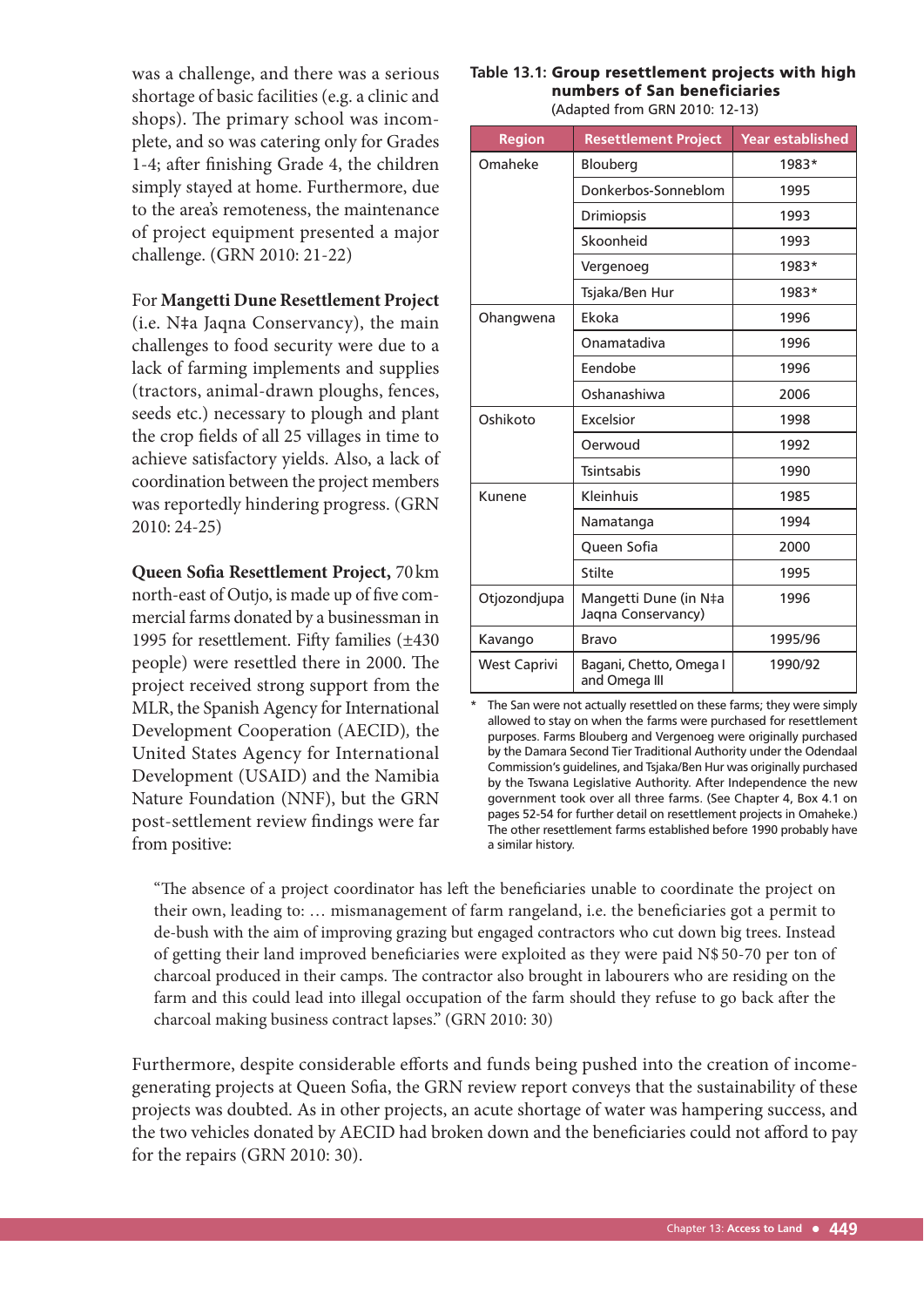was a challenge, and there was a serious shortage of basic facilities (e.g. a clinic and shops). The primary school was incomplete, and so was catering only for Grades 1-4; after finishing Grade 4, the children simply stayed at home. Furthermore, due to the area's remoteness, the maintenance of project equipment presented a major challenge. (GRN 2010: 21-22)

For **Mangetti Dune Resettlement Project** (i.e. N‡a Jaqna Conservancy), the main challenges to food security were due to a lack of farming implements and supplies (tractors, animal-drawn ploughs, fences, seeds etc.) necessary to plough and plant the crop fields of all 25 villages in time to achieve satisfactory yields. Also, a lack of coordination between the project members was reportedly hindering progress. (GRN 2010: 24-25)

**Queen Sofia Resettlement Project,** 70 km north-east of Outjo, is made up of five commercial farms donated by a businessman in 1995 for resettlement. Fifty families (±430 people) were resettled there in 2000. The project received strong support from the MLR, the Spanish Agency for International Development Cooperation (AECID), the United States Agency for International Development (USAID) and the Namibia Nature Foundation (NNF), but the GRN post-settlement review findings were far from positive:

**Table 13.1: Group resettlement projects with high numbers of San beneficiaries**
(Adapted from GRN 2010: 12-13)

| Region | Resettlement Project | Year established |
|---|---|---|
| Omaheke | Blouberg | 1983* |
| | Donkerbos-Sonneblom | 1995 |
| | Drimiopsis | 1993 |
| | Skoonheid | 1993 |
| | Vergenoeg | 1983* |
| | Tsjaka/Ben Hur | 1983* |
| Ohangwena | Ekoka | 1996 |
| | Onamatadiva | 1996 |
| | Eendobe | 1996 |
| | Oshanashiwa | 2006 |
| Oshikoto | Excelsior | 1998 |
| | Oerwoud | 1992 |
| | Tsintsabis | 1990 |
| Kunene | Kleinhuis | 1985 |
| | Namatanga | 1994 |
| | Queen Sofia | 2000 |
| | Stilte | 1995 |
| Otjozondjupa | Mangetti Dune (in N‡a Jaqna Conservancy) | 1996 |
| Kavango | Bravo | 1995/96 |
| West Caprivi | Bagani, Chetto, Omega I and Omega III | 1990/92 |

\* The San were not actually resettled on these farms; they were simply allowed to stay on when the farms were purchased for resettlement purposes. Farms Blouberg and Vergenoeg were originally purchased by the Damara Second Tier Traditional Authority under the Odendaal Commission's guidelines, and Tsjaka/Ben Hur was originally purchased by the Tswana Legislative Authority. After Independence the new government took over all three farms. (See Chapter 4, Box 4.1 on pages 52-54 for further detail on resettlement projects in Omaheke.) The other resettlement farms established before 1990 probably have a similar history.

> "The absence of a project coordinator has left the beneficiaries unable to coordinate the project on their own, leading to: … mismanagement of farm rangeland, i.e. the beneficiaries got a permit to de-bush with the aim of improving grazing but engaged contractors who cut down big trees. Instead of getting their land improved beneficiaries were exploited as they were paid N$ 50-70 per ton of charcoal produced in their camps. The contractor also brought in labourers who are residing on the farm and this could lead into illegal occupation of the farm should they refuse to go back after the charcoal making business contract lapses." (GRN 2010: 30)

Furthermore, despite considerable efforts and funds being pushed into the creation of income-generating projects at Queen Sofia, the GRN review report conveys that the sustainability of these projects was doubted. As in other projects, an acute shortage of water was hampering success, and the two vehicles donated by AECID had broken down and the beneficiaries could not afford to pay for the repairs (GRN 2010: 30).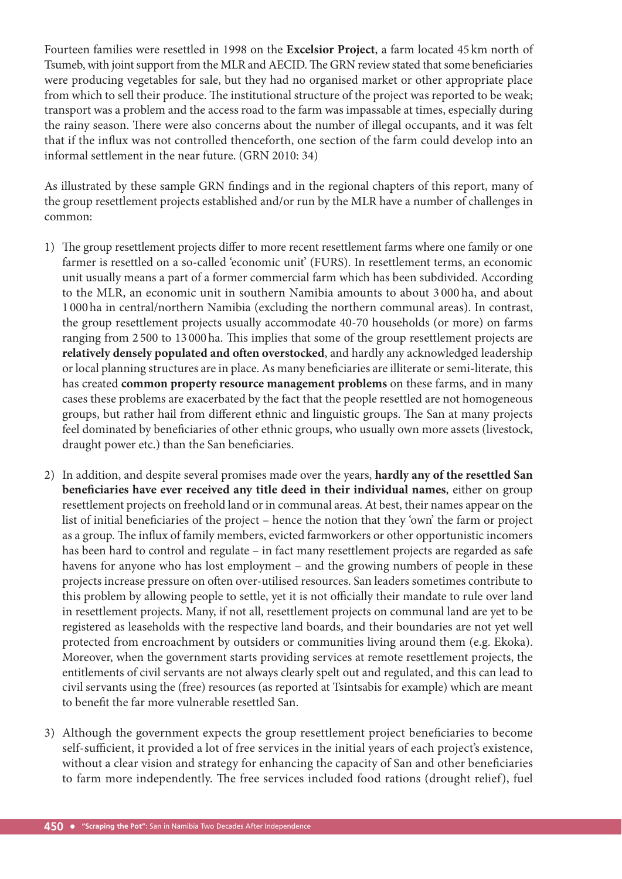Fourteen families were resettled in 1998 on the **Excelsior Project**, a farm located 45 km north of Tsumeb, with joint support from the MLR and AECID. The GRN review stated that some beneficiaries were producing vegetables for sale, but they had no organised market or other appropriate place from which to sell their produce. The institutional structure of the project was reported to be weak; transport was a problem and the access road to the farm was impassable at times, especially during the rainy season. There were also concerns about the number of illegal occupants, and it was felt that if the influx was not controlled thenceforth, one section of the farm could develop into an informal settlement in the near future. (GRN 2010: 34)

As illustrated by these sample GRN findings and in the regional chapters of this report, many of the group resettlement projects established and/or run by the MLR have a number of challenges in common:

1) The group resettlement projects differ to more recent resettlement farms where one family or one farmer is resettled on a so-called 'economic unit' (FURS). In resettlement terms, an economic unit usually means a part of a former commercial farm which has been subdivided. According to the MLR, an economic unit in southern Namibia amounts to about 3 000 ha, and about 1 000 ha in central/northern Namibia (excluding the northern communal areas). In contrast, the group resettlement projects usually accommodate 40-70 households (or more) on farms ranging from 2 500 to 13 000 ha. This implies that some of the group resettlement projects are **relatively densely populated and often overstocked**, and hardly any acknowledged leadership or local planning structures are in place. As many beneficiaries are illiterate or semi-literate, this has created **common property resource management problems** on these farms, and in many cases these problems are exacerbated by the fact that the people resettled are not homogeneous groups, but rather hail from different ethnic and linguistic groups. The San at many projects feel dominated by beneficiaries of other ethnic groups, who usually own more assets (livestock, draught power etc.) than the San beneficiaries.

2) In addition, and despite several promises made over the years, **hardly any of the resettled San beneficiaries have ever received any title deed in their individual names**, either on group resettlement projects on freehold land or in communal areas. At best, their names appear on the list of initial beneficiaries of the project – hence the notion that they 'own' the farm or project as a group. The influx of family members, evicted farmworkers or other opportunistic incomers has been hard to control and regulate – in fact many resettlement projects are regarded as safe havens for anyone who has lost employment – and the growing numbers of people in these projects increase pressure on often over-utilised resources. San leaders sometimes contribute to this problem by allowing people to settle, yet it is not officially their mandate to rule over land in resettlement projects. Many, if not all, resettlement projects on communal land are yet to be registered as leaseholds with the respective land boards, and their boundaries are not yet well protected from encroachment by outsiders or communities living around them (e.g. Ekoka). Moreover, when the government starts providing services at remote resettlement projects, the entitlements of civil servants are not always clearly spelt out and regulated, and this can lead to civil servants using the (free) resources (as reported at Tsintsabis for example) which are meant to benefit the far more vulnerable resettled San.

3) Although the government expects the group resettlement project beneficiaries to become self-sufficient, it provided a lot of free services in the initial years of each project's existence, without a clear vision and strategy for enhancing the capacity of San and other beneficiaries to farm more independently. The free services included food rations (drought relief), fuel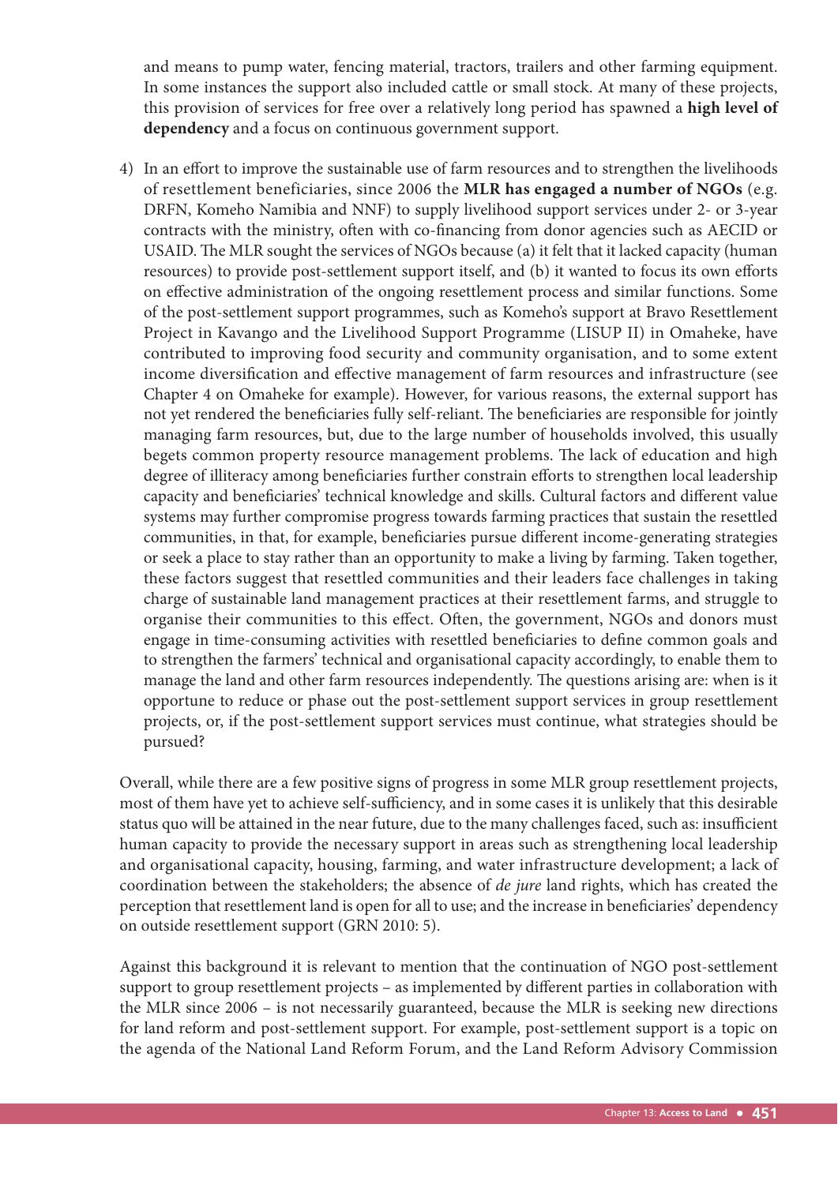and means to pump water, fencing material, tractors, trailers and other farming equipment. In some instances the support also included cattle or small stock. At many of these projects, this provision of services for free over a relatively long period has spawned a **high level of dependency** and a focus on continuous government support.

4) In an effort to improve the sustainable use of farm resources and to strengthen the livelihoods of resettlement beneficiaries, since 2006 the **MLR has engaged a number of NGOs** (e.g. DRFN, Komeho Namibia and NNF) to supply livelihood support services under 2- or 3-year contracts with the ministry, often with co-financing from donor agencies such as AECID or USAID. The MLR sought the services of NGOs because (a) it felt that it lacked capacity (human resources) to provide post-settlement support itself, and (b) it wanted to focus its own efforts on effective administration of the ongoing resettlement process and similar functions. Some of the post-settlement support programmes, such as Komeho's support at Bravo Resettlement Project in Kavango and the Livelihood Support Programme (LISUP II) in Omaheke, have contributed to improving food security and community organisation, and to some extent income diversification and effective management of farm resources and infrastructure (see Chapter 4 on Omaheke for example). However, for various reasons, the external support has not yet rendered the beneficiaries fully self-reliant. The beneficiaries are responsible for jointly managing farm resources, but, due to the large number of households involved, this usually begets common property resource management problems. The lack of education and high degree of illiteracy among beneficiaries further constrain efforts to strengthen local leadership capacity and beneficiaries' technical knowledge and skills. Cultural factors and different value systems may further compromise progress towards farming practices that sustain the resettled communities, in that, for example, beneficiaries pursue different income-generating strategies or seek a place to stay rather than an opportunity to make a living by farming. Taken together, these factors suggest that resettled communities and their leaders face challenges in taking charge of sustainable land management practices at their resettlement farms, and struggle to organise their communities to this effect. Often, the government, NGOs and donors must engage in time-consuming activities with resettled beneficiaries to define common goals and to strengthen the farmers' technical and organisational capacity accordingly, to enable them to manage the land and other farm resources independently. The questions arising are: when is it opportune to reduce or phase out the post-settlement support services in group resettlement projects, or, if the post-settlement support services must continue, what strategies should be pursued?

Overall, while there are a few positive signs of progress in some MLR group resettlement projects, most of them have yet to achieve self-sufficiency, and in some cases it is unlikely that this desirable status quo will be attained in the near future, due to the many challenges faced, such as: insufficient human capacity to provide the necessary support in areas such as strengthening local leadership and organisational capacity, housing, farming, and water infrastructure development; a lack of coordination between the stakeholders; the absence of *de jure* land rights, which has created the perception that resettlement land is open for all to use; and the increase in beneficiaries' dependency on outside resettlement support (GRN 2010: 5).

Against this background it is relevant to mention that the continuation of NGO post-settlement support to group resettlement projects – as implemented by different parties in collaboration with the MLR since 2006 – is not necessarily guaranteed, because the MLR is seeking new directions for land reform and post-settlement support. For example, post-settlement support is a topic on the agenda of the National Land Reform Forum, and the Land Reform Advisory Commission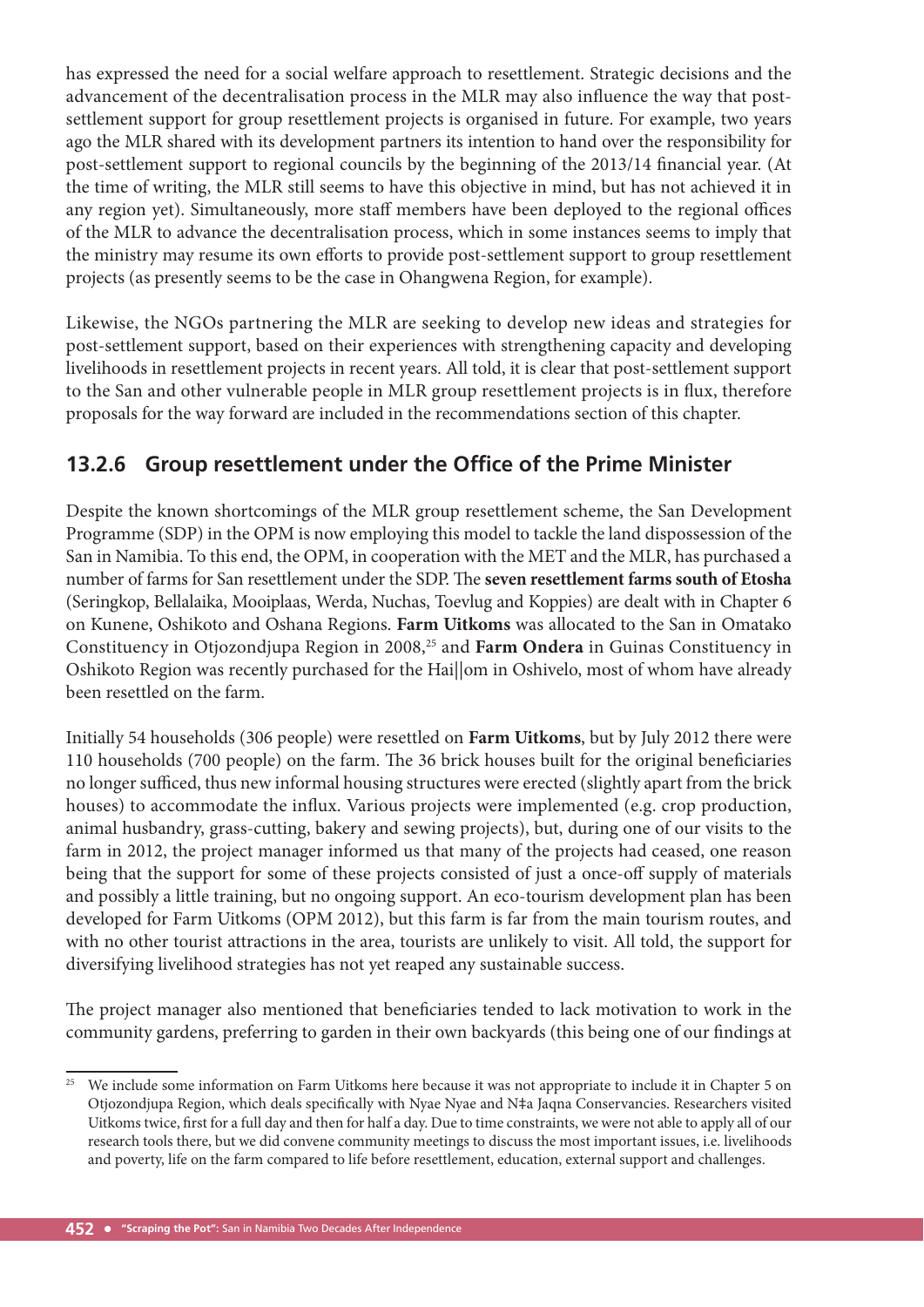has expressed the need for a social welfare approach to resettlement. Strategic decisions and the advancement of the decentralisation process in the MLR may also influence the way that post-settlement support for group resettlement projects is organised in future. For example, two years ago the MLR shared with its development partners its intention to hand over the responsibility for post-settlement support to regional councils by the beginning of the 2013/14 financial year. (At the time of writing, the MLR still seems to have this objective in mind, but has not achieved it in any region yet). Simultaneously, more staff members have been deployed to the regional offices of the MLR to advance the decentralisation process, which in some instances seems to imply that the ministry may resume its own efforts to provide post-settlement support to group resettlement projects (as presently seems to be the case in Ohangwena Region, for example).

Likewise, the NGOs partnering the MLR are seeking to develop new ideas and strategies for post-settlement support, based on their experiences with strengthening capacity and developing livelihoods in resettlement projects in recent years. All told, it is clear that post-settlement support to the San and other vulnerable people in MLR group resettlement projects is in flux, therefore proposals for the way forward are included in the recommendations section of this chapter.

### 13.2.6 Group resettlement under the Office of the Prime Minister

Despite the known shortcomings of the MLR group resettlement scheme, the San Development Programme (SDP) in the OPM is now employing this model to tackle the land dispossession of the San in Namibia. To this end, the OPM, in cooperation with the MET and the MLR, has purchased a number of farms for San resettlement under the SDP. The **seven resettlement farms south of Etosha** (Seringkop, Bellalaika, Mooiplaas, Werda, Nuchas, Toevlug and Koppies) are dealt with in Chapter 6 on Kunene, Oshikoto and Oshana Regions. **Farm Uitkoms** was allocated to the San in Omatako Constituency in Otjozondjupa Region in 2008,[25] and **Farm Ondera** in Guinas Constituency in Oshikoto Region was recently purchased for the Hai||om in Oshivelo, most of whom have already been resettled on the farm.

Initially 54 households (306 people) were resettled on **Farm Uitkoms**, but by July 2012 there were 110 households (700 people) on the farm. The 36 brick houses built for the original beneficiaries no longer sufficed, thus new informal housing structures were erected (slightly apart from the brick houses) to accommodate the influx. Various projects were implemented (e.g. crop production, animal husbandry, grass-cutting, bakery and sewing projects), but, during one of our visits to the farm in 2012, the project manager informed us that many of the projects had ceased, one reason being that the support for some of these projects consisted of just a once-off supply of materials and possibly a little training, but no ongoing support. An eco-tourism development plan has been developed for Farm Uitkoms (OPM 2012), but this farm is far from the main tourism routes, and with no other tourist attractions in the area, tourists are unlikely to visit. All told, the support for diversifying livelihood strategies has not yet reaped any sustainable success.

The project manager also mentioned that beneficiaries tended to lack motivation to work in the community gardens, preferring to garden in their own backyards (this being one of our findings at

---

[25] We include some information on Farm Uitkoms here because it was not appropriate to include it in Chapter 5 on Otjozondjupa Region, which deals specifically with Nyae Nyae and N≠a Jaqna Conservancies. Researchers visited Uitkoms twice, first for a full day and then for half a day. Due to time constraints, we were not able to apply all of our research tools there, but we did convene community meetings to discuss the most important issues, i.e. livelihoods and poverty, life on the farm compared to life before resettlement, education, external support and challenges.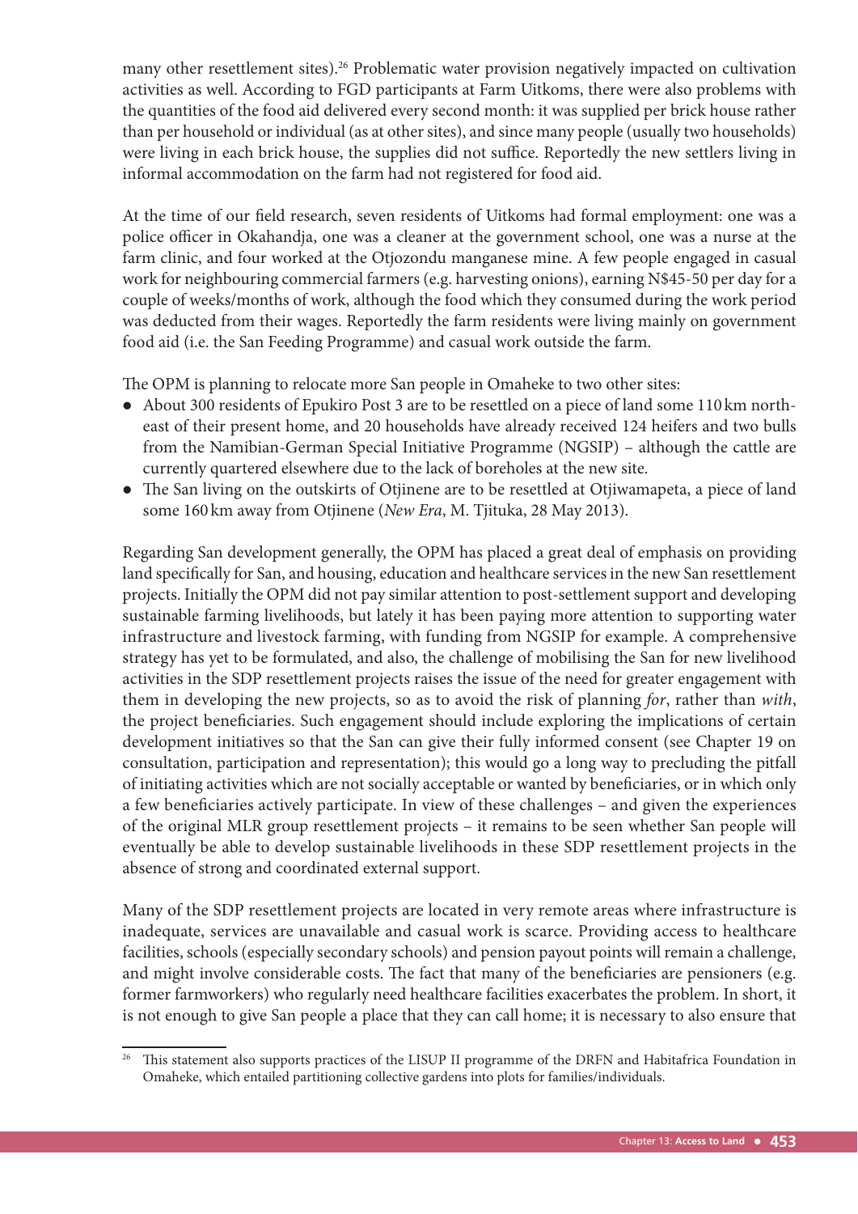many other resettlement sites).[26] Problematic water provision negatively impacted on cultivation activities as well. According to FGD participants at Farm Uitkoms, there were also problems with the quantities of the food aid delivered every second month: it was supplied per brick house rather than per household or individual (as at other sites), and since many people (usually two households) were living in each brick house, the supplies did not suffice. Reportedly the new settlers living in informal accommodation on the farm had not registered for food aid.

At the time of our field research, seven residents of Uitkoms had formal employment: one was a police officer in Okahandja, one was a cleaner at the government school, one was a nurse at the farm clinic, and four worked at the Otjozondu manganese mine. A few people engaged in casual work for neighbouring commercial farmers (e.g. harvesting onions), earning N$45-50 per day for a couple of weeks/months of work, although the food which they consumed during the work period was deducted from their wages. Reportedly the farm residents were living mainly on government food aid (i.e. the San Feeding Programme) and casual work outside the farm.

The OPM is planning to relocate more San people in Omaheke to two other sites:

- About 300 residents of Epukiro Post 3 are to be resettled on a piece of land some 110 km north-east of their present home, and 20 households have already received 124 heifers and two bulls from the Namibian-German Special Initiative Programme (NGSIP) – although the cattle are currently quartered elsewhere due to the lack of boreholes at the new site.
- The San living on the outskirts of Otjinene are to be resettled at Otjiwamapeta, a piece of land some 160 km away from Otjinene (*New Era*, M. Tjituka, 28 May 2013).

Regarding San development generally, the OPM has placed a great deal of emphasis on providing land specifically for San, and housing, education and healthcare services in the new San resettlement projects. Initially the OPM did not pay similar attention to post-settlement support and developing sustainable farming livelihoods, but lately it has been paying more attention to supporting water infrastructure and livestock farming, with funding from NGSIP for example. A comprehensive strategy has yet to be formulated, and also, the challenge of mobilising the San for new livelihood activities in the SDP resettlement projects raises the issue of the need for greater engagement with them in developing the new projects, so as to avoid the risk of planning *for*, rather than *with*, the project beneficiaries. Such engagement should include exploring the implications of certain development initiatives so that the San can give their fully informed consent (see Chapter 19 on consultation, participation and representation); this would go a long way to precluding the pitfall of initiating activities which are not socially acceptable or wanted by beneficiaries, or in which only a few beneficiaries actively participate. In view of these challenges – and given the experiences of the original MLR group resettlement projects – it remains to be seen whether San people will eventually be able to develop sustainable livelihoods in these SDP resettlement projects in the absence of strong and coordinated external support.

Many of the SDP resettlement projects are located in very remote areas where infrastructure is inadequate, services are unavailable and casual work is scarce. Providing access to healthcare facilities, schools (especially secondary schools) and pension payout points will remain a challenge, and might involve considerable costs. The fact that many of the beneficiaries are pensioners (e.g. former farmworkers) who regularly need healthcare facilities exacerbates the problem. In short, it is not enough to give San people a place that they can call home; it is necessary to also ensure that

[26] This statement also supports practices of the LISUP II programme of the DRFN and Habitafrica Foundation in Omaheke, which entailed partitioning collective gardens into plots for families/individuals.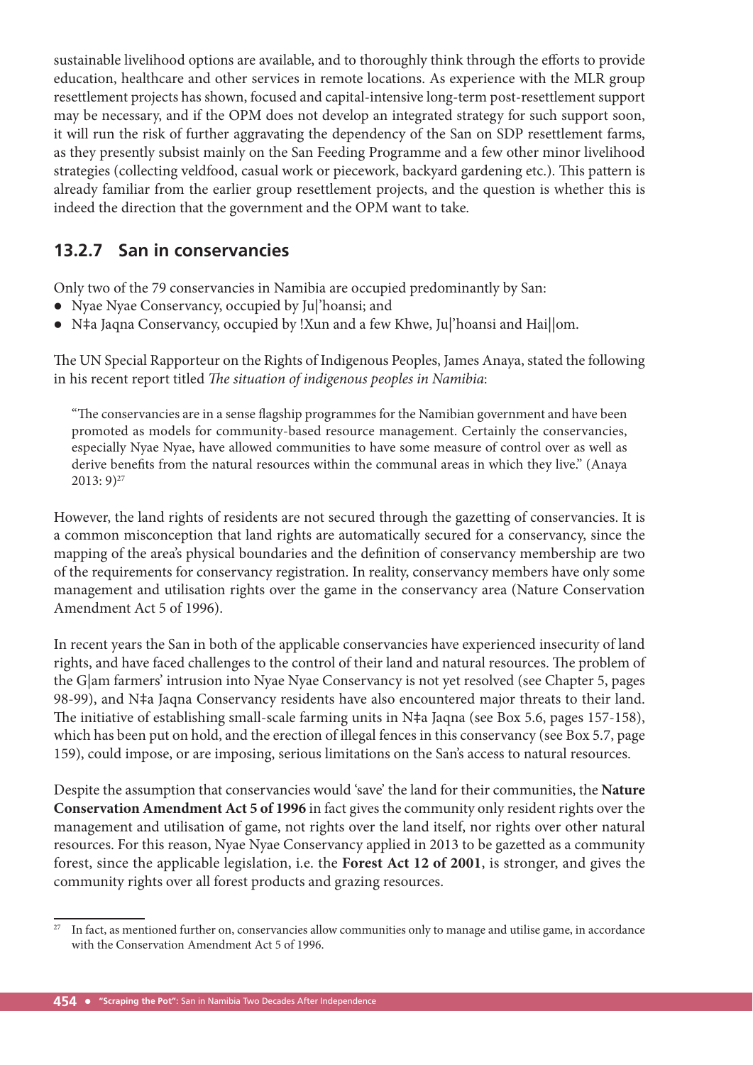sustainable livelihood options are available, and to thoroughly think through the efforts to provide education, healthcare and other services in remote locations. As experience with the MLR group resettlement projects has shown, focused and capital-intensive long-term post-resettlement support may be necessary, and if the OPM does not develop an integrated strategy for such support soon, it will run the risk of further aggravating the dependency of the San on SDP resettlement farms, as they presently subsist mainly on the San Feeding Programme and a few other minor livelihood strategies (collecting veldfood, casual work or piecework, backyard gardening etc.). This pattern is already familiar from the earlier group resettlement projects, and the question is whether this is indeed the direction that the government and the OPM want to take.

### 13.2.7 San in conservancies

Only two of the 79 conservancies in Namibia are occupied predominantly by San:

- Nyae Nyae Conservancy, occupied by Ju|'hoansi; and
- N‡a Jaqna Conservancy, occupied by !Xun and a few Khwe, Ju|'hoansi and Hai||om.

The UN Special Rapporteur on the Rights of Indigenous Peoples, James Anaya, stated the following in his recent report titled *The situation of indigenous peoples in Namibia*:

> "The conservancies are in a sense flagship programmes for the Namibian government and have been promoted as models for community-based resource management. Certainly the conservancies, especially Nyae Nyae, have allowed communities to have some measure of control over as well as derive benefits from the natural resources within the communal areas in which they live." (Anaya 2013: 9)[27]

However, the land rights of residents are not secured through the gazetting of conservancies. It is a common misconception that land rights are automatically secured for a conservancy, since the mapping of the area's physical boundaries and the definition of conservancy membership are two of the requirements for conservancy registration. In reality, conservancy members have only some management and utilisation rights over the game in the conservancy area (Nature Conservation Amendment Act 5 of 1996).

In recent years the San in both of the applicable conservancies have experienced insecurity of land rights, and have faced challenges to the control of their land and natural resources. The problem of the G|am farmers' intrusion into Nyae Nyae Conservancy is not yet resolved (see Chapter 5, pages 98-99), and N‡a Jaqna Conservancy residents have also encountered major threats to their land. The initiative of establishing small-scale farming units in N‡a Jaqna (see Box 5.6, pages 157-158), which has been put on hold, and the erection of illegal fences in this conservancy (see Box 5.7, page 159), could impose, or are imposing, serious limitations on the San's access to natural resources.

Despite the assumption that conservancies would 'save' the land for their communities, the **Nature Conservation Amendment Act 5 of 1996** in fact gives the community only resident rights over the management and utilisation of game, not rights over the land itself, nor rights over other natural resources. For this reason, Nyae Nyae Conservancy applied in 2013 to be gazetted as a community forest, since the applicable legislation, i.e. the **Forest Act 12 of 2001**, is stronger, and gives the community rights over all forest products and grazing resources.

---

[27] In fact, as mentioned further on, conservancies allow communities only to manage and utilise game, in accordance with the Conservation Amendment Act 5 of 1996.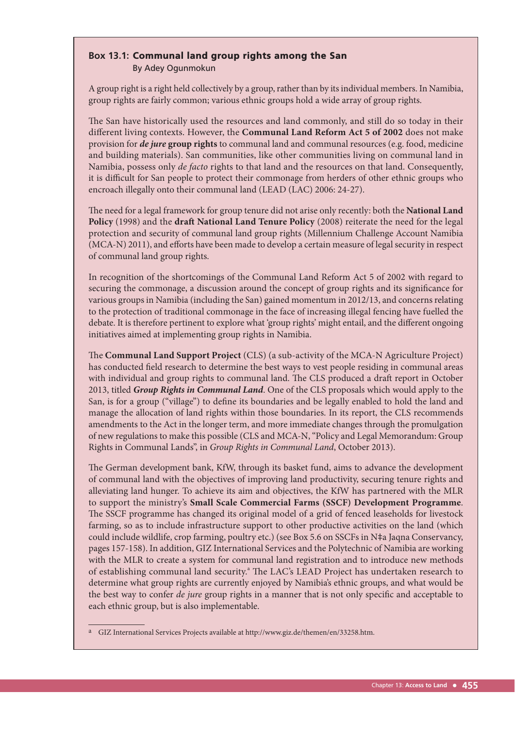### Box 13.1: Communal land group rights among the San

By Adey Ogunmokun

A group right is a right held collectively by a group, rather than by its individual members. In Namibia, group rights are fairly common; various ethnic groups hold a wide array of group rights.

The San have historically used the resources and land commonly, and still do so today in their different living contexts. However, the **Communal Land Reform Act 5 of 2002** does not make provision for ***de jure* group rights** to communal land and communal resources (e.g. food, medicine and building materials). San communities, like other communities living on communal land in Namibia, possess only *de facto* rights to that land and the resources on that land. Consequently, it is difficult for San people to protect their commonage from herders of other ethnic groups who encroach illegally onto their communal land (LEAD (LAC) 2006: 24-27).

The need for a legal framework for group tenure did not arise only recently: both the **National Land Policy** (1998) and the **draft National Land Tenure Policy** (2008) reiterate the need for the legal protection and security of communal land group rights (Millennium Challenge Account Namibia (MCA-N) 2011), and efforts have been made to develop a certain measure of legal security in respect of communal land group rights.

In recognition of the shortcomings of the Communal Land Reform Act 5 of 2002 with regard to securing the commonage, a discussion around the concept of group rights and its significance for various groups in Namibia (including the San) gained momentum in 2012/13, and concerns relating to the protection of traditional commonage in the face of increasing illegal fencing have fuelled the debate. It is therefore pertinent to explore what 'group rights' might entail, and the different ongoing initiatives aimed at implementing group rights in Namibia.

The **Communal Land Support Project** (CLS) (a sub-activity of the MCA-N Agriculture Project) has conducted field research to determine the best ways to vest people residing in communal areas with individual and group rights to communal land. The CLS produced a draft report in October 2013, titled ***Group Rights in Communal Land***. One of the CLS proposals which would apply to the San, is for a group ("village") to define its boundaries and be legally enabled to hold the land and manage the allocation of land rights within those boundaries. In its report, the CLS recommends amendments to the Act in the longer term, and more immediate changes through the promulgation of new regulations to make this possible (CLS and MCA-N, "Policy and Legal Memorandum: Group Rights in Communal Lands", in *Group Rights in Communal Land*, October 2013).

The German development bank, KfW, through its basket fund, aims to advance the development of communal land with the objectives of improving land productivity, securing tenure rights and alleviating land hunger. To achieve its aim and objectives, the KfW has partnered with the MLR to support the ministry's **Small Scale Commercial Farms (SSCF) Development Programme**. The SSCF programme has changed its original model of a grid of fenced leaseholds for livestock farming, so as to include infrastructure support to other productive activities on the land (which could include wildlife, crop farming, poultry etc.) (see Box 5.6 on SSCFs in N‡a Jaqna Conservancy, pages 157-158). In addition, GIZ International Services and the Polytechnic of Namibia are working with the MLR to create a system for communal land registration and to introduce new methods of establishing communal land security.[a] The LAC's LEAD Project has undertaken research to determine what group rights are currently enjoyed by Namibia's ethnic groups, and what would be the best way to confer *de jure* group rights in a manner that is not only specific and acceptable to each ethnic group, but is also implementable.

[a] GIZ International Services Projects available at http://www.giz.de/themen/en/33258.htm.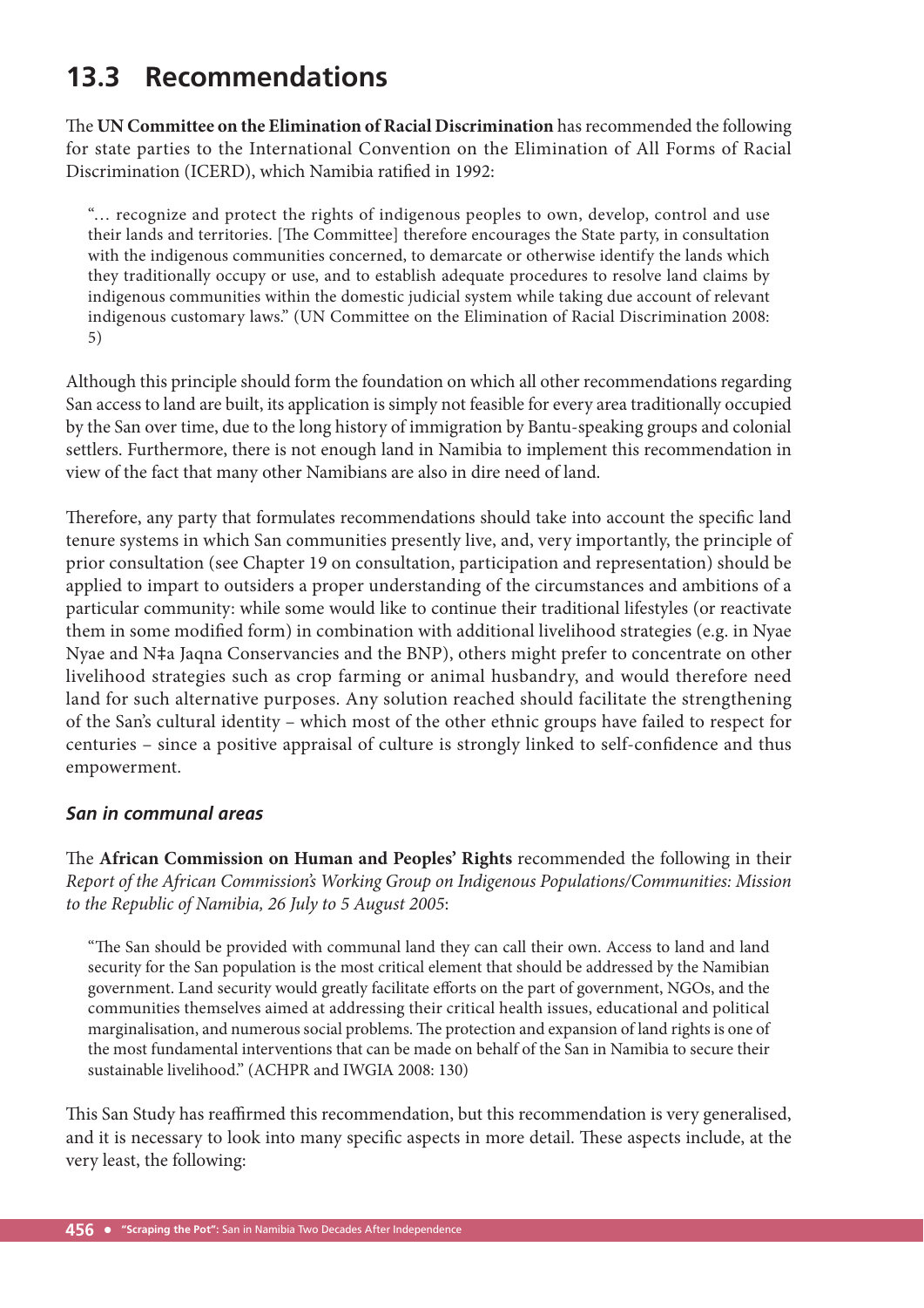## 13.3 Recommendations

The **UN Committee on the Elimination of Racial Discrimination** has recommended the following for state parties to the International Convention on the Elimination of All Forms of Racial Discrimination (ICERD), which Namibia ratified in 1992:

> "… recognize and protect the rights of indigenous peoples to own, develop, control and use their lands and territories. [The Committee] therefore encourages the State party, in consultation with the indigenous communities concerned, to demarcate or otherwise identify the lands which they traditionally occupy or use, and to establish adequate procedures to resolve land claims by indigenous communities within the domestic judicial system while taking due account of relevant indigenous customary laws." (UN Committee on the Elimination of Racial Discrimination 2008: 5)

Although this principle should form the foundation on which all other recommendations regarding San access to land are built, its application is simply not feasible for every area traditionally occupied by the San over time, due to the long history of immigration by Bantu-speaking groups and colonial settlers. Furthermore, there is not enough land in Namibia to implement this recommendation in view of the fact that many other Namibians are also in dire need of land.

Therefore, any party that formulates recommendations should take into account the specific land tenure systems in which San communities presently live, and, very importantly, the principle of prior consultation (see Chapter 19 on consultation, participation and representation) should be applied to impart to outsiders a proper understanding of the circumstances and ambitions of a particular community: while some would like to continue their traditional lifestyles (or reactivate them in some modified form) in combination with additional livelihood strategies (e.g. in Nyae Nyae and N‡a Jaqna Conservancies and the BNP), others might prefer to concentrate on other livelihood strategies such as crop farming or animal husbandry, and would therefore need land for such alternative purposes. Any solution reached should facilitate the strengthening of the San's cultural identity – which most of the other ethnic groups have failed to respect for centuries – since a positive appraisal of culture is strongly linked to self-confidence and thus empowerment.

### *San in communal areas*

The **African Commission on Human and Peoples' Rights** recommended the following in their *Report of the African Commission's Working Group on Indigenous Populations/Communities: Mission to the Republic of Namibia, 26 July to 5 August 2005*:

> "The San should be provided with communal land they can call their own. Access to land and land security for the San population is the most critical element that should be addressed by the Namibian government. Land security would greatly facilitate efforts on the part of government, NGOs, and the communities themselves aimed at addressing their critical health issues, educational and political marginalisation, and numerous social problems. The protection and expansion of land rights is one of the most fundamental interventions that can be made on behalf of the San in Namibia to secure their sustainable livelihood." (ACHPR and IWGIA 2008: 130)

This San Study has reaffirmed this recommendation, but this recommendation is very generalised, and it is necessary to look into many specific aspects in more detail. These aspects include, at the very least, the following: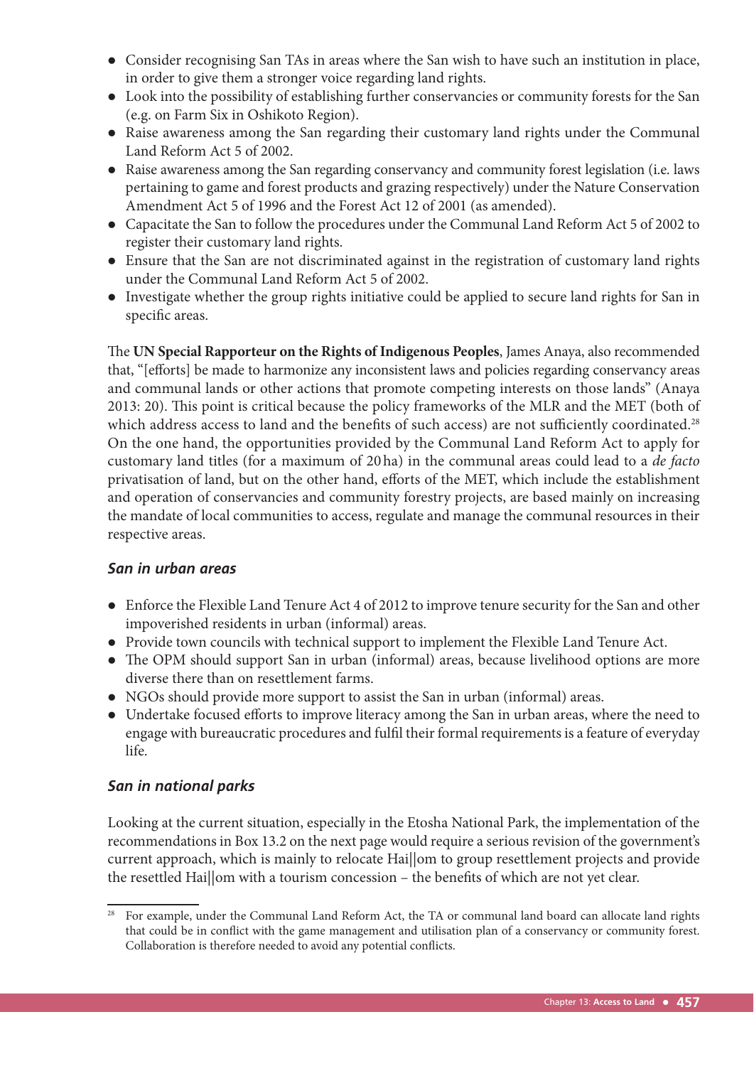- Consider recognising San TAs in areas where the San wish to have such an institution in place, in order to give them a stronger voice regarding land rights.
- Look into the possibility of establishing further conservancies or community forests for the San (e.g. on Farm Six in Oshikoto Region).
- Raise awareness among the San regarding their customary land rights under the Communal Land Reform Act 5 of 2002.
- Raise awareness among the San regarding conservancy and community forest legislation (i.e. laws pertaining to game and forest products and grazing respectively) under the Nature Conservation Amendment Act 5 of 1996 and the Forest Act 12 of 2001 (as amended).
- Capacitate the San to follow the procedures under the Communal Land Reform Act 5 of 2002 to register their customary land rights.
- Ensure that the San are not discriminated against in the registration of customary land rights under the Communal Land Reform Act 5 of 2002.
- Investigate whether the group rights initiative could be applied to secure land rights for San in specific areas.

The **UN Special Rapporteur on the Rights of Indigenous Peoples**, James Anaya, also recommended that, "[efforts] be made to harmonize any inconsistent laws and policies regarding conservancy areas and communal lands or other actions that promote competing interests on those lands" (Anaya 2013: 20). This point is critical because the policy frameworks of the MLR and the MET (both of which address access to land and the benefits of such access) are not sufficiently coordinated.[28] On the one hand, the opportunities provided by the Communal Land Reform Act to apply for customary land titles (for a maximum of 20 ha) in the communal areas could lead to a *de facto* privatisation of land, but on the other hand, efforts of the MET, which include the establishment and operation of conservancies and community forestry projects, are based mainly on increasing the mandate of local communities to access, regulate and manage the communal resources in their respective areas.

### *San in urban areas*

- Enforce the Flexible Land Tenure Act 4 of 2012 to improve tenure security for the San and other impoverished residents in urban (informal) areas.
- Provide town councils with technical support to implement the Flexible Land Tenure Act.
- The OPM should support San in urban (informal) areas, because livelihood options are more diverse there than on resettlement farms.
- NGOs should provide more support to assist the San in urban (informal) areas.
- Undertake focused efforts to improve literacy among the San in urban areas, where the need to engage with bureaucratic procedures and fulfil their formal requirements is a feature of everyday life.

### *San in national parks*

Looking at the current situation, especially in the Etosha National Park, the implementation of the recommendations in Box 13.2 on the next page would require a serious revision of the government's current approach, which is mainly to relocate Hai||om to group resettlement projects and provide the resettled Hai||om with a tourism concession – the benefits of which are not yet clear.

[28] For example, under the Communal Land Reform Act, the TA or communal land board can allocate land rights that could be in conflict with the game management and utilisation plan of a conservancy or community forest. Collaboration is therefore needed to avoid any potential conflicts.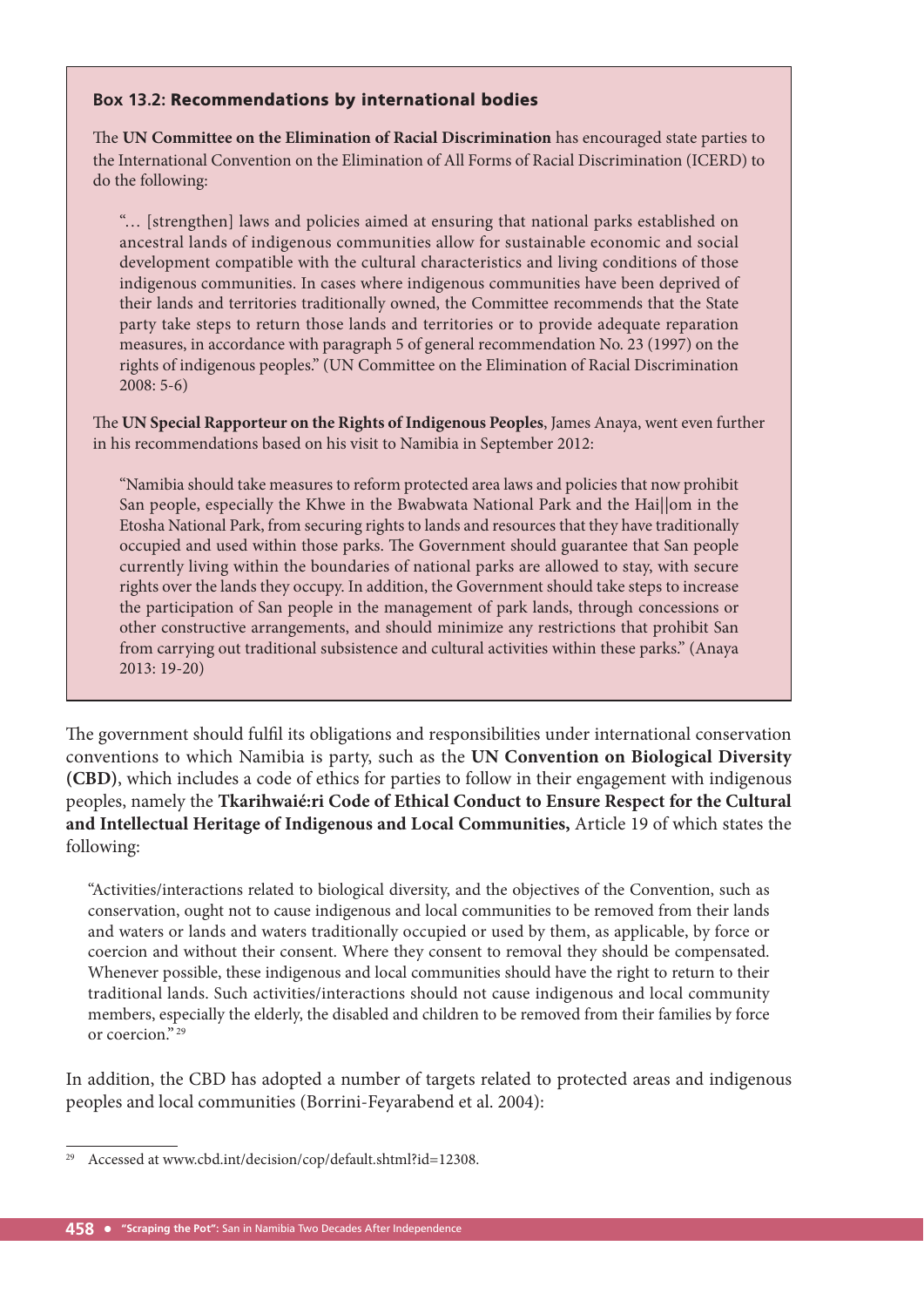**Box 13.2: Recommendations by international bodies**

The **UN Committee on the Elimination of Racial Discrimination** has encouraged state parties to the International Convention on the Elimination of All Forms of Racial Discrimination (ICERD) to do the following:

> "… [strengthen] laws and policies aimed at ensuring that national parks established on ancestral lands of indigenous communities allow for sustainable economic and social development compatible with the cultural characteristics and living conditions of those indigenous communities. In cases where indigenous communities have been deprived of their lands and territories traditionally owned, the Committee recommends that the State party take steps to return those lands and territories or to provide adequate reparation measures, in accordance with paragraph 5 of general recommendation No. 23 (1997) on the rights of indigenous peoples." (UN Committee on the Elimination of Racial Discrimination 2008: 5-6)

The **UN Special Rapporteur on the Rights of Indigenous Peoples**, James Anaya, went even further in his recommendations based on his visit to Namibia in September 2012:

> "Namibia should take measures to reform protected area laws and policies that now prohibit San people, especially the Khwe in the Bwabwata National Park and the Hai||om in the Etosha National Park, from securing rights to lands and resources that they have traditionally occupied and used within those parks. The Government should guarantee that San people currently living within the boundaries of national parks are allowed to stay, with secure rights over the lands they occupy. In addition, the Government should take steps to increase the participation of San people in the management of park lands, through concessions or other constructive arrangements, and should minimize any restrictions that prohibit San from carrying out traditional subsistence and cultural activities within these parks." (Anaya 2013: 19-20)

The government should fulfil its obligations and responsibilities under international conservation conventions to which Namibia is party, such as the **UN Convention on Biological Diversity (CBD)**, which includes a code of ethics for parties to follow in their engagement with indigenous peoples, namely the **Tkarihwaié:ri Code of Ethical Conduct to Ensure Respect for the Cultural and Intellectual Heritage of Indigenous and Local Communities,** Article 19 of which states the following:

> "Activities/interactions related to biological diversity, and the objectives of the Convention, such as conservation, ought not to cause indigenous and local communities to be removed from their lands and waters or lands and waters traditionally occupied or used by them, as applicable, by force or coercion and without their consent. Where they consent to removal they should be compensated. Whenever possible, these indigenous and local communities should have the right to return to their traditional lands. Such activities/interactions should not cause indigenous and local community members, especially the elderly, the disabled and children to be removed from their families by force or coercion."[29]

In addition, the CBD has adopted a number of targets related to protected areas and indigenous peoples and local communities (Borrini-Feyarabend et al. 2004):

---

[29] Accessed at www.cbd.int/decision/cop/default.shtml?id=12308.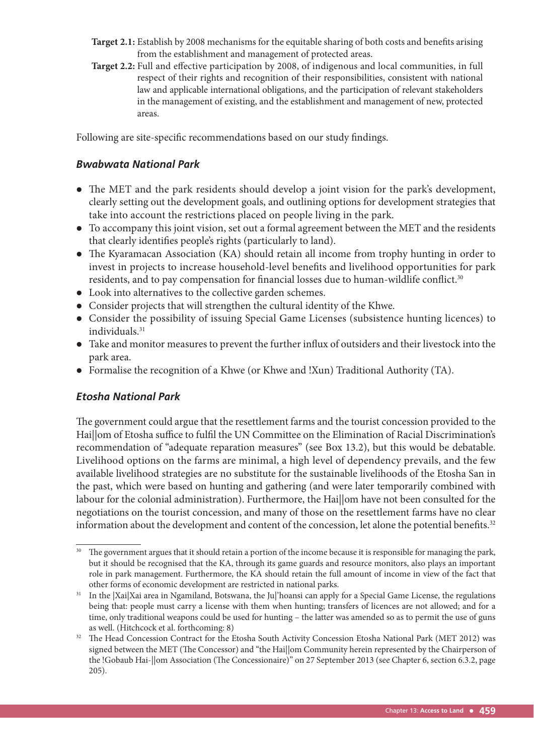**Target 2.1:** Establish by 2008 mechanisms for the equitable sharing of both costs and benefits arising from the establishment and management of protected areas.

**Target 2.2:** Full and effective participation by 2008, of indigenous and local communities, in full respect of their rights and recognition of their responsibilities, consistent with national law and applicable international obligations, and the participation of relevant stakeholders in the management of existing, and the establishment and management of new, protected areas.

Following are site-specific recommendations based on our study findings.

### *Bwabwata National Park*

- The MET and the park residents should develop a joint vision for the park's development, clearly setting out the development goals, and outlining options for development strategies that take into account the restrictions placed on people living in the park.
- To accompany this joint vision, set out a formal agreement between the MET and the residents that clearly identifies people's rights (particularly to land).
- The Kyaramacan Association (KA) should retain all income from trophy hunting in order to invest in projects to increase household-level benefits and livelihood opportunities for park residents, and to pay compensation for financial losses due to human-wildlife conflict.[30]
- Look into alternatives to the collective garden schemes.
- Consider projects that will strengthen the cultural identity of the Khwe.
- Consider the possibility of issuing Special Game Licenses (subsistence hunting licences) to individuals.[31]
- Take and monitor measures to prevent the further influx of outsiders and their livestock into the park area.
- Formalise the recognition of a Khwe (or Khwe and !Xun) Traditional Authority (TA).

### *Etosha National Park*

The government could argue that the resettlement farms and the tourist concession provided to the Hai||om of Etosha suffice to fulfil the UN Committee on the Elimination of Racial Discrimination's recommendation of "adequate reparation measures" (see Box 13.2), but this would be debatable. Livelihood options on the farms are minimal, a high level of dependency prevails, and the few available livelihood strategies are no substitute for the sustainable livelihoods of the Etosha San in the past, which were based on hunting and gathering (and were later temporarily combined with labour for the colonial administration). Furthermore, the Hai||om have not been consulted for the negotiations on the tourist concession, and many of those on the resettlement farms have no clear information about the development and content of the concession, let alone the potential benefits.[32]

---

[30] The government argues that it should retain a portion of the income because it is responsible for managing the park, but it should be recognised that the KA, through its game guards and resource monitors, also plays an important role in park management. Furthermore, the KA should retain the full amount of income in view of the fact that other forms of economic development are restricted in national parks.

[31] In the |Xai|Xai area in Ngamiland, Botswana, the Ju|'hoansi can apply for a Special Game License, the regulations being that: people must carry a license with them when hunting; transfers of licences are not allowed; and for a time, only traditional weapons could be used for hunting – the latter was amended so as to permit the use of guns as well. (Hitchcock et al. forthcoming: 8)

[32] The Head Concession Contract for the Etosha South Activity Concession Etosha National Park (MET 2012) was signed between the MET (The Concessor) and "the Hai||om Community herein represented by the Chairperson of the !Gobaub Hai-||om Association (The Concessionaire)" on 27 September 2013 (see Chapter 6, section 6.3.2, page 205).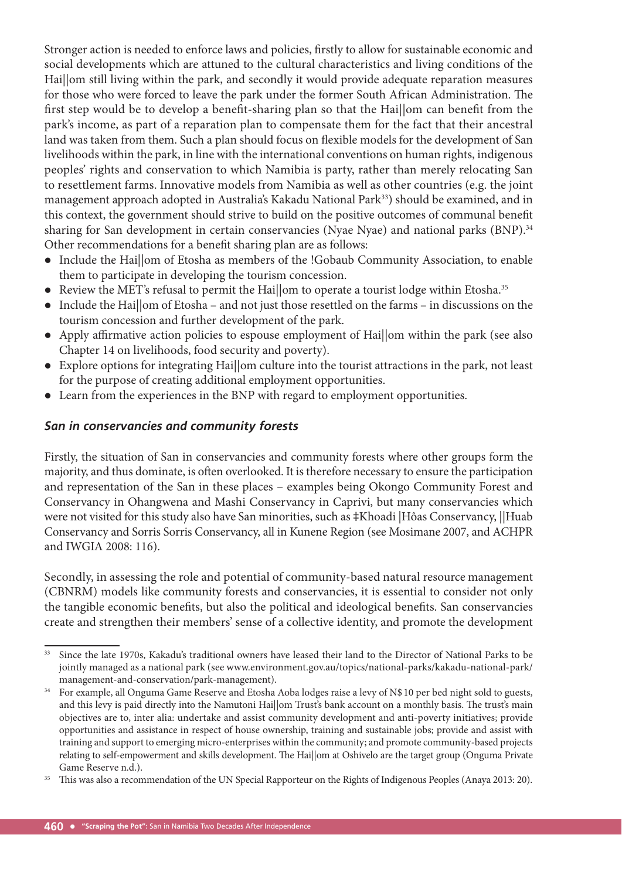Stronger action is needed to enforce laws and policies, firstly to allow for sustainable economic and social developments which are attuned to the cultural characteristics and living conditions of the Hai||om still living within the park, and secondly it would provide adequate reparation measures for those who were forced to leave the park under the former South African Administration. The first step would be to develop a benefit-sharing plan so that the Hai||om can benefit from the park's income, as part of a reparation plan to compensate them for the fact that their ancestral land was taken from them. Such a plan should focus on flexible models for the development of San livelihoods within the park, in line with the international conventions on human rights, indigenous peoples' rights and conservation to which Namibia is party, rather than merely relocating San to resettlement farms. Innovative models from Namibia as well as other countries (e.g. the joint management approach adopted in Australia's Kakadu National Park[33]) should be examined, and in this context, the government should strive to build on the positive outcomes of communal benefit sharing for San development in certain conservancies (Nyae Nyae) and national parks (BNP).[34] Other recommendations for a benefit sharing plan are as follows:

- Include the Hai||om of Etosha as members of the !Gobaub Community Association, to enable them to participate in developing the tourism concession.
- Review the MET's refusal to permit the Hai||om to operate a tourist lodge within Etosha.[35]
- Include the Hai||om of Etosha – and not just those resettled on the farms – in discussions on the tourism concession and further development of the park.
- Apply affirmative action policies to espouse employment of Hai||om within the park (see also Chapter 14 on livelihoods, food security and poverty).
- Explore options for integrating Hai||om culture into the tourist attractions in the park, not least for the purpose of creating additional employment opportunities.
- Learn from the experiences in the BNP with regard to employment opportunities.

### *San in conservancies and community forests*

Firstly, the situation of San in conservancies and community forests where other groups form the majority, and thus dominate, is often overlooked. It is therefore necessary to ensure the participation and representation of the San in these places – examples being Okongo Community Forest and Conservancy in Ohangwena and Mashi Conservancy in Caprivi, but many conservancies which were not visited for this study also have San minorities, such as ǂKhoadi |Hôas Conservancy, ||Huab Conservancy and Sorris Sorris Conservancy, all in Kunene Region (see Mosimane 2007, and ACHPR and IWGIA 2008: 116).

Secondly, in assessing the role and potential of community-based natural resource management (CBNRM) models like community forests and conservancies, it is essential to consider not only the tangible economic benefits, but also the political and ideological benefits. San conservancies create and strengthen their members' sense of a collective identity, and promote the development

---

[33] Since the late 1970s, Kakadu's traditional owners have leased their land to the Director of National Parks to be jointly managed as a national park (see www.environment.gov.au/topics/national-parks/kakadu-national-park/management-and-conservation/park-management).

[34] For example, all Onguma Game Reserve and Etosha Aoba lodges raise a levy of N$ 10 per bed night sold to guests, and this levy is paid directly into the Namutoni Hai||om Trust's bank account on a monthly basis. The trust's main objectives are to, inter alia: undertake and assist community development and anti-poverty initiatives; provide opportunities and assistance in respect of house ownership, training and sustainable jobs; provide and assist with training and support to emerging micro-enterprises within the community; and promote community-based projects relating to self-empowerment and skills development. The Hai||om at Oshivelo are the target group (Onguma Private Game Reserve n.d.).

[35] This was also a recommendation of the UN Special Rapporteur on the Rights of Indigenous Peoples (Anaya 2013: 20).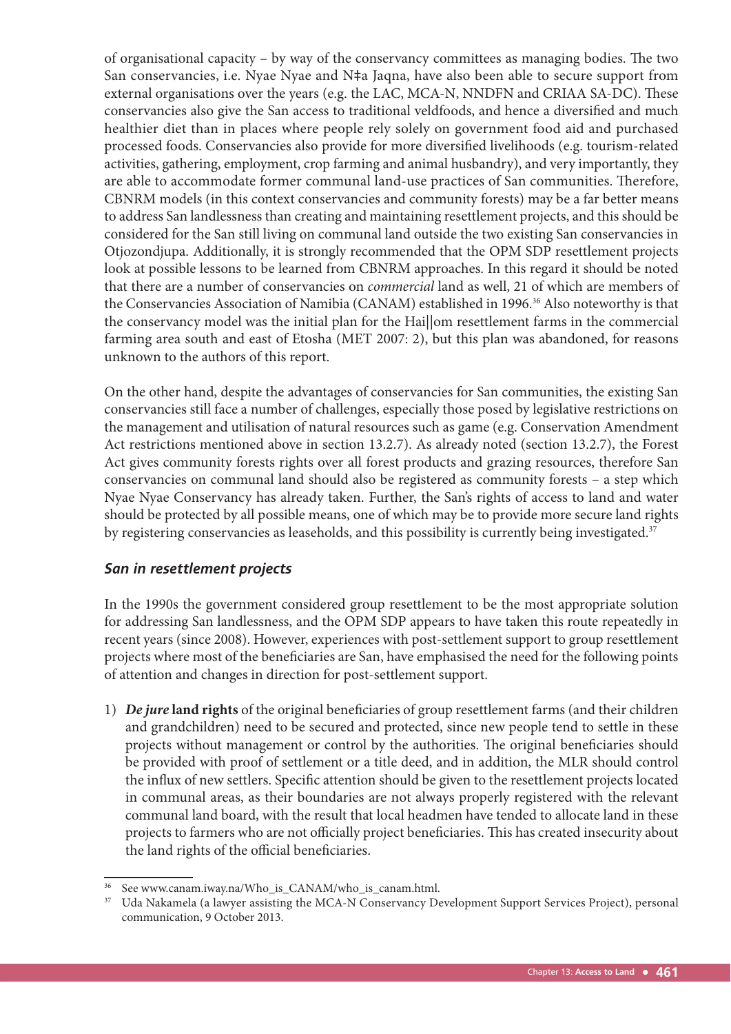of organisational capacity – by way of the conservancy committees as managing bodies. The two San conservancies, i.e. Nyae Nyae and N‡a Jaqna, have also been able to secure support from external organisations over the years (e.g. the LAC, MCA-N, NNDFN and CRIAA SA-DC). These conservancies also give the San access to traditional veldfoods, and hence a diversified and much healthier diet than in places where people rely solely on government food aid and purchased processed foods. Conservancies also provide for more diversified livelihoods (e.g. tourism-related activities, gathering, employment, crop farming and animal husbandry), and very importantly, they are able to accommodate former communal land-use practices of San communities. Therefore, CBNRM models (in this context conservancies and community forests) may be a far better means to address San landlessness than creating and maintaining resettlement projects, and this should be considered for the San still living on communal land outside the two existing San conservancies in Otjozondjupa. Additionally, it is strongly recommended that the OPM SDP resettlement projects look at possible lessons to be learned from CBNRM approaches. In this regard it should be noted that there are a number of conservancies on *commercial* land as well, 21 of which are members of the Conservancies Association of Namibia (CANAM) established in 1996.[36] Also noteworthy is that the conservancy model was the initial plan for the Hai||om resettlement farms in the commercial farming area south and east of Etosha (MET 2007: 2), but this plan was abandoned, for reasons unknown to the authors of this report.

On the other hand, despite the advantages of conservancies for San communities, the existing San conservancies still face a number of challenges, especially those posed by legislative restrictions on the management and utilisation of natural resources such as game (e.g. Conservation Amendment Act restrictions mentioned above in section 13.2.7). As already noted (section 13.2.7), the Forest Act gives community forests rights over all forest products and grazing resources, therefore San conservancies on communal land should also be registered as community forests – a step which Nyae Nyae Conservancy has already taken. Further, the San's rights of access to land and water should be protected by all possible means, one of which may be to provide more secure land rights by registering conservancies as leaseholds, and this possibility is currently being investigated.[37]

### *San in resettlement projects*

In the 1990s the government considered group resettlement to be the most appropriate solution for addressing San landlessness, and the OPM SDP appears to have taken this route repeatedly in recent years (since 2008). However, experiences with post-settlement support to group resettlement projects where most of the beneficiaries are San, have emphasised the need for the following points of attention and changes in direction for post-settlement support.

1) ***De jure* land rights** of the original beneficiaries of group resettlement farms (and their children and grandchildren) need to be secured and protected, since new people tend to settle in these projects without management or control by the authorities. The original beneficiaries should be provided with proof of settlement or a title deed, and in addition, the MLR should control the influx of new settlers. Specific attention should be given to the resettlement projects located in communal areas, as their boundaries are not always properly registered with the relevant communal land board, with the result that local headmen have tended to allocate land in these projects to farmers who are not officially project beneficiaries. This has created insecurity about the land rights of the official beneficiaries.

---

[36] See www.canam.iway.na/Who_is_CANAM/who_is_canam.html.

[37] Uda Nakamela (a lawyer assisting the MCA-N Conservancy Development Support Services Project), personal communication, 9 October 2013.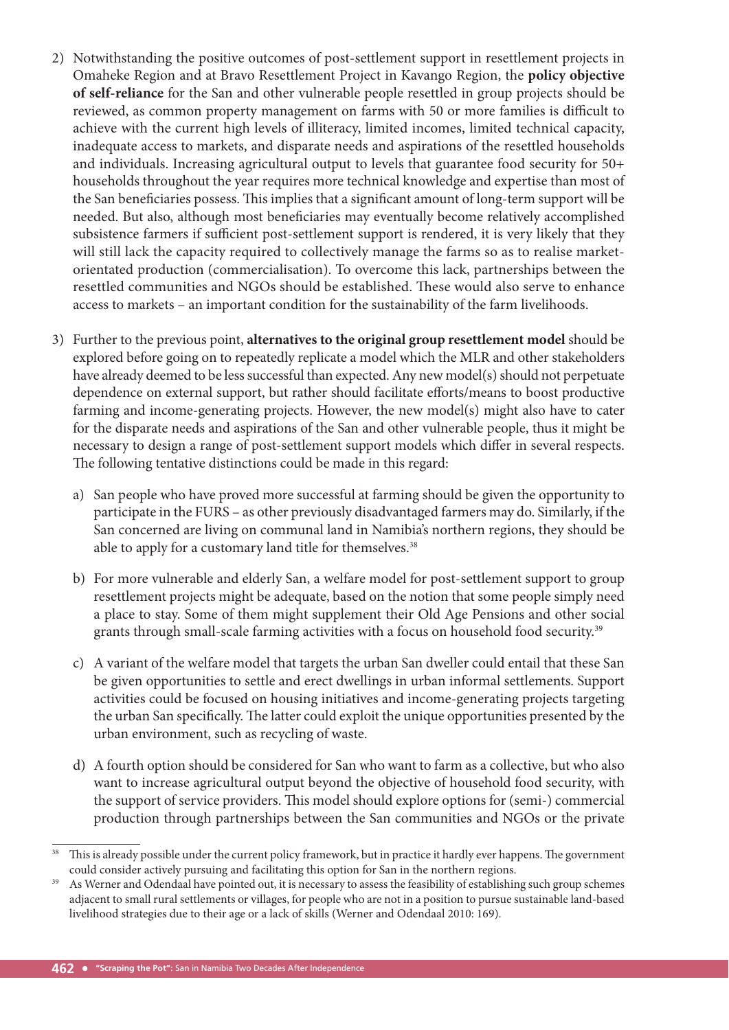2) Notwithstanding the positive outcomes of post-settlement support in resettlement projects in Omaheke Region and at Bravo Resettlement Project in Kavango Region, the **policy objective of self-reliance** for the San and other vulnerable people resettled in group projects should be reviewed, as common property management on farms with 50 or more families is difficult to achieve with the current high levels of illiteracy, limited incomes, limited technical capacity, inadequate access to markets, and disparate needs and aspirations of the resettled households and individuals. Increasing agricultural output to levels that guarantee food security for 50+ households throughout the year requires more technical knowledge and expertise than most of the San beneficiaries possess. This implies that a significant amount of long-term support will be needed. But also, although most beneficiaries may eventually become relatively accomplished subsistence farmers if sufficient post-settlement support is rendered, it is very likely that they will still lack the capacity required to collectively manage the farms so as to realise market-orientated production (commercialisation). To overcome this lack, partnerships between the resettled communities and NGOs should be established. These would also serve to enhance access to markets – an important condition for the sustainability of the farm livelihoods.

3) Further to the previous point, **alternatives to the original group resettlement model** should be explored before going on to repeatedly replicate a model which the MLR and other stakeholders have already deemed to be less successful than expected. Any new model(s) should not perpetuate dependence on external support, but rather should facilitate efforts/means to boost productive farming and income-generating projects. However, the new model(s) might also have to cater for the disparate needs and aspirations of the San and other vulnerable people, thus it might be necessary to design a range of post-settlement support models which differ in several respects. The following tentative distinctions could be made in this regard:

   a) San people who have proved more successful at farming should be given the opportunity to participate in the FURS – as other previously disadvantaged farmers may do. Similarly, if the San concerned are living on communal land in Namibia's northern regions, they should be able to apply for a customary land title for themselves.[38]

   b) For more vulnerable and elderly San, a welfare model for post-settlement support to group resettlement projects might be adequate, based on the notion that some people simply need a place to stay. Some of them might supplement their Old Age Pensions and other social grants through small-scale farming activities with a focus on household food security.[39]

   c) A variant of the welfare model that targets the urban San dweller could entail that these San be given opportunities to settle and erect dwellings in urban informal settlements. Support activities could be focused on housing initiatives and income-generating projects targeting the urban San specifically. The latter could exploit the unique opportunities presented by the urban environment, such as recycling of waste.

   d) A fourth option should be considered for San who want to farm as a collective, but who also want to increase agricultural output beyond the objective of household food security, with the support of service providers. This model should explore options for (semi-) commercial production through partnerships between the San communities and NGOs or the private

---

[38] This is already possible under the current policy framework, but in practice it hardly ever happens. The government could consider actively pursuing and facilitating this option for San in the northern regions.

[39] As Werner and Odendaal have pointed out, it is necessary to assess the feasibility of establishing such group schemes adjacent to small rural settlements or villages, for people who are not in a position to pursue sustainable land-based livelihood strategies due to their age or a lack of skills (Werner and Odendaal 2010: 169).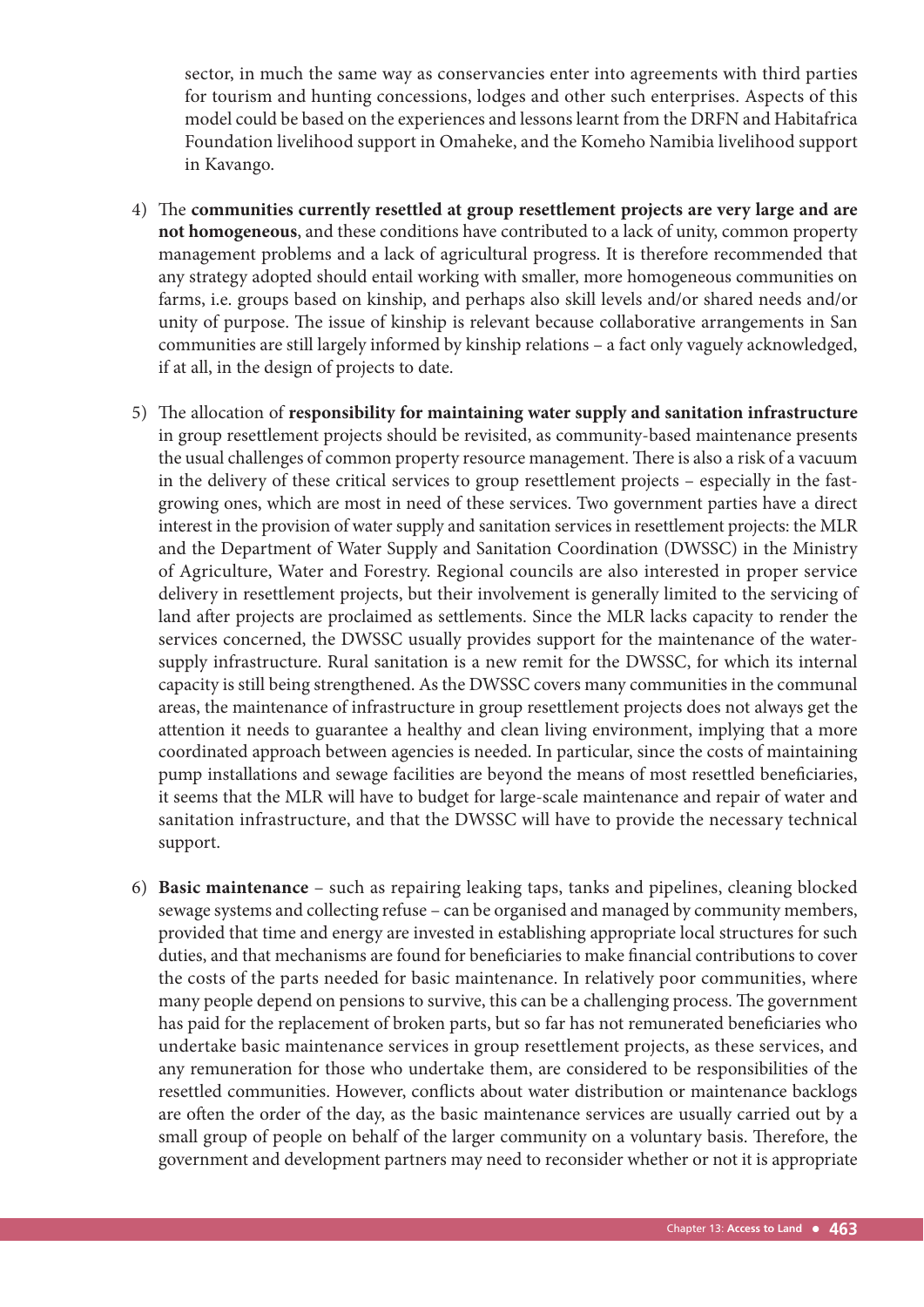sector, in much the same way as conservancies enter into agreements with third parties for tourism and hunting concessions, lodges and other such enterprises. Aspects of this model could be based on the experiences and lessons learnt from the DRFN and Habitafrica Foundation livelihood support in Omaheke, and the Komeho Namibia livelihood support in Kavango.

4) The **communities currently resettled at group resettlement projects are very large and are not homogeneous**, and these conditions have contributed to a lack of unity, common property management problems and a lack of agricultural progress. It is therefore recommended that any strategy adopted should entail working with smaller, more homogeneous communities on farms, i.e. groups based on kinship, and perhaps also skill levels and/or shared needs and/or unity of purpose. The issue of kinship is relevant because collaborative arrangements in San communities are still largely informed by kinship relations – a fact only vaguely acknowledged, if at all, in the design of projects to date.

5) The allocation of **responsibility for maintaining water supply and sanitation infrastructure** in group resettlement projects should be revisited, as community-based maintenance presents the usual challenges of common property resource management. There is also a risk of a vacuum in the delivery of these critical services to group resettlement projects – especially in the fast-growing ones, which are most in need of these services. Two government parties have a direct interest in the provision of water supply and sanitation services in resettlement projects: the MLR and the Department of Water Supply and Sanitation Coordination (DWSSC) in the Ministry of Agriculture, Water and Forestry. Regional councils are also interested in proper service delivery in resettlement projects, but their involvement is generally limited to the servicing of land after projects are proclaimed as settlements. Since the MLR lacks capacity to render the services concerned, the DWSSC usually provides support for the maintenance of the water-supply infrastructure. Rural sanitation is a new remit for the DWSSC, for which its internal capacity is still being strengthened. As the DWSSC covers many communities in the communal areas, the maintenance of infrastructure in group resettlement projects does not always get the attention it needs to guarantee a healthy and clean living environment, implying that a more coordinated approach between agencies is needed. In particular, since the costs of maintaining pump installations and sewage facilities are beyond the means of most resettled beneficiaries, it seems that the MLR will have to budget for large-scale maintenance and repair of water and sanitation infrastructure, and that the DWSSC will have to provide the necessary technical support.

6) **Basic maintenance** – such as repairing leaking taps, tanks and pipelines, cleaning blocked sewage systems and collecting refuse – can be organised and managed by community members, provided that time and energy are invested in establishing appropriate local structures for such duties, and that mechanisms are found for beneficiaries to make financial contributions to cover the costs of the parts needed for basic maintenance. In relatively poor communities, where many people depend on pensions to survive, this can be a challenging process. The government has paid for the replacement of broken parts, but so far has not remunerated beneficiaries who undertake basic maintenance services in group resettlement projects, as these services, and any remuneration for those who undertake them, are considered to be responsibilities of the resettled communities. However, conflicts about water distribution or maintenance backlogs are often the order of the day, as the basic maintenance services are usually carried out by a small group of people on behalf of the larger community on a voluntary basis. Therefore, the government and development partners may need to reconsider whether or not it is appropriate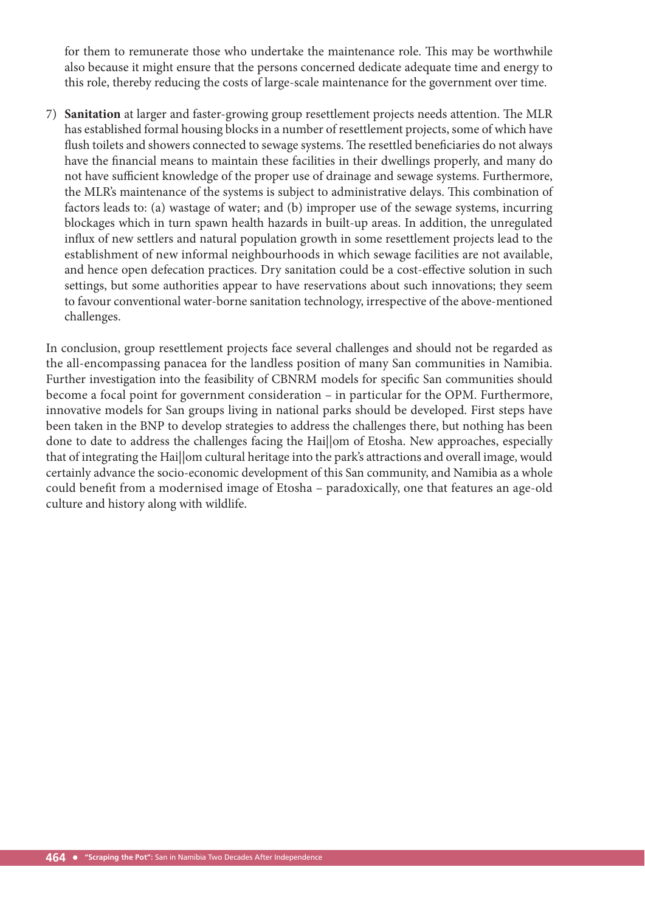for them to remunerate those who undertake the maintenance role. This may be worthwhile also because it might ensure that the persons concerned dedicate adequate time and energy to this role, thereby reducing the costs of large-scale maintenance for the government over time.

7) **Sanitation** at larger and faster-growing group resettlement projects needs attention. The MLR has established formal housing blocks in a number of resettlement projects, some of which have flush toilets and showers connected to sewage systems. The resettled beneficiaries do not always have the financial means to maintain these facilities in their dwellings properly, and many do not have sufficient knowledge of the proper use of drainage and sewage systems. Furthermore, the MLR's maintenance of the systems is subject to administrative delays. This combination of factors leads to: (a) wastage of water; and (b) improper use of the sewage systems, incurring blockages which in turn spawn health hazards in built-up areas. In addition, the unregulated influx of new settlers and natural population growth in some resettlement projects lead to the establishment of new informal neighbourhoods in which sewage facilities are not available, and hence open defecation practices. Dry sanitation could be a cost-effective solution in such settings, but some authorities appear to have reservations about such innovations; they seem to favour conventional water-borne sanitation technology, irrespective of the above-mentioned challenges.

In conclusion, group resettlement projects face several challenges and should not be regarded as the all-encompassing panacea for the landless position of many San communities in Namibia. Further investigation into the feasibility of CBNRM models for specific San communities should become a focal point for government consideration – in particular for the OPM. Furthermore, innovative models for San groups living in national parks should be developed. First steps have been taken in the BNP to develop strategies to address the challenges there, but nothing has been done to date to address the challenges facing the Hai||om of Etosha. New approaches, especially that of integrating the Hai||om cultural heritage into the park's attractions and overall image, would certainly advance the socio-economic development of this San community, and Namibia as a whole could benefit from a modernised image of Etosha – paradoxically, one that features an age-old culture and history along with wildlife.